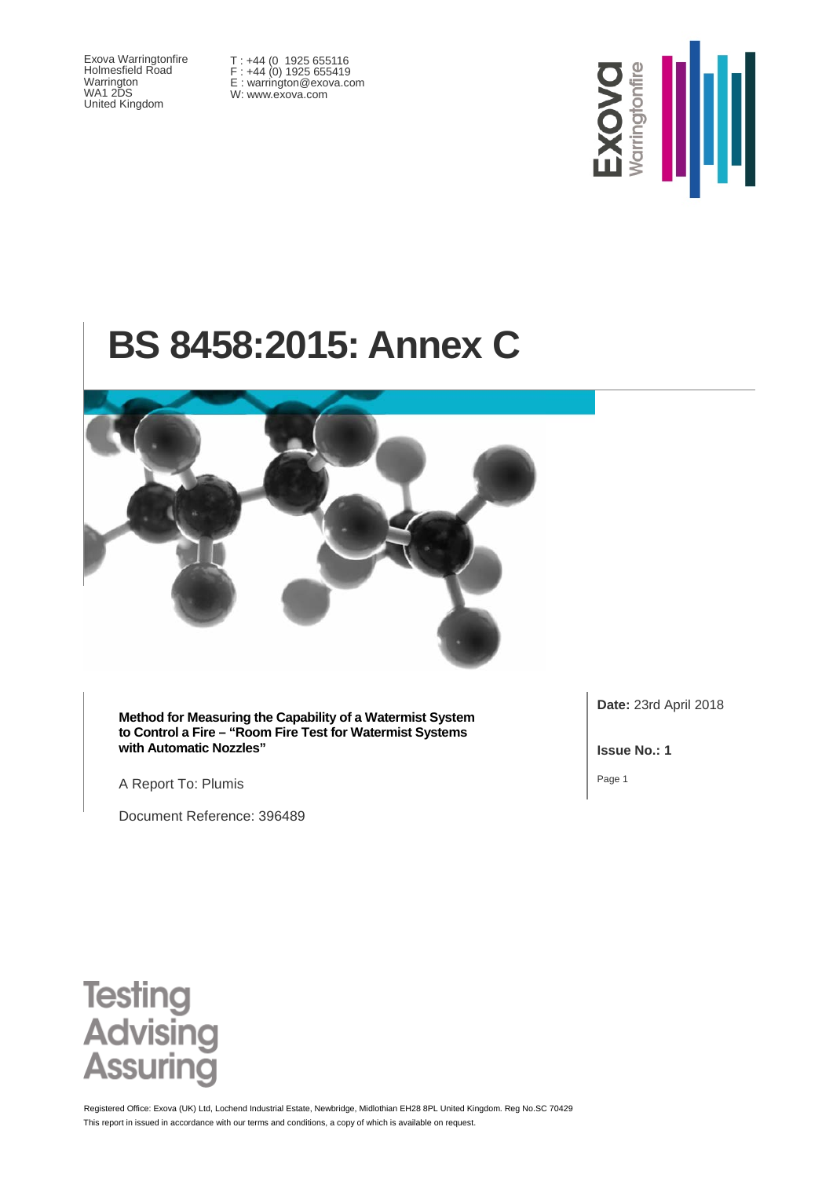Exova Warringtonfire
Holmesfield Road
Warrington
WA1 2DS
United Kingdom

T : +44 (0 1925 655116
F : +44 (0) 1925 655419
E : warrington@exova.com
W: www.exova.com

Exova Warringtonfire

# BS 8458:2015: Annex C

**Method for Measuring the Capability of a Watermist System to Control a Fire – "Room Fire Test for Watermist Systems with Automatic Nozzles"**

A Report To: Plumis

Document Reference: 396489

**Date:** 23rd April 2018

**Issue No.: 1**

Page 1

Testing
Advising
Assuring

Registered Office: Exova (UK) Ltd, Lochend Industrial Estate, Newbridge, Midlothian EH28 8PL United Kingdom. Reg No.SC 70429

This report in issued in accordance with our terms and conditions, a copy of which is available on request.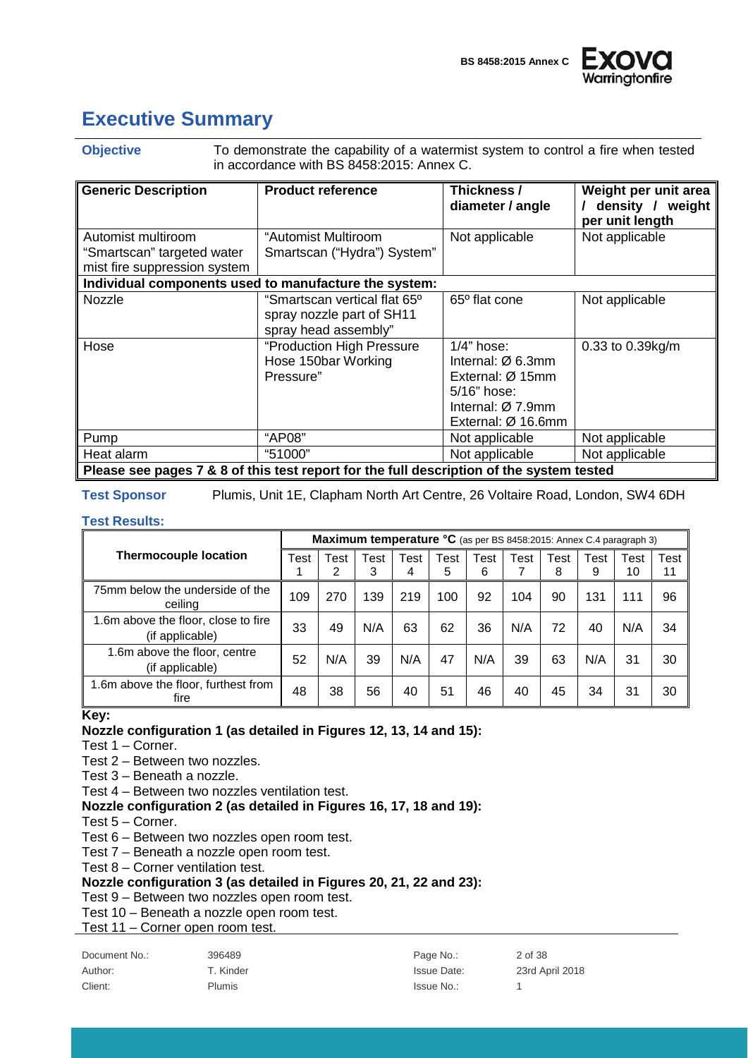# Executive Summary

**Objective** To demonstrate the capability of a watermist system to control a fire when tested in accordance with BS 8458:2015: Annex C.

| Generic Description | Product reference | Thickness / diameter / angle | Weight per unit area / density / weight per unit length |
|---|---|---|---|
| Automist multiroom "Smartscan" targeted water mist fire suppression system | "Automist Multiroom Smartscan ("Hydra") System" | Not applicable | Not applicable |
| **Individual components used to manufacture the system:** | | | |
| Nozzle | "Smartscan vertical flat 65º spray nozzle part of SH11 spray head assembly" | 65º flat cone | Not applicable |
| Hose | "Production High Pressure Hose 150bar Working Pressure" | 1/4" hose: Internal: Ø 6.3mm External: Ø 15mm 5/16" hose: Internal: Ø 7.9mm External: Ø 16.6mm | 0.33 to 0.39kg/m |
| Pump | "AP08" | Not applicable | Not applicable |
| Heat alarm | "51000" | Not applicable | Not applicable |
| **Please see pages 7 & 8 of this test report for the full description of the system tested** | | | |

**Test Sponsor** Plumis, Unit 1E, Clapham North Art Centre, 26 Voltaire Road, London, SW4 6DH

**Test Results:**

| Thermocouple location | **Maximum temperature °C** (as per BS 8458:2015: Annex C.4 paragraph 3) | | | | | | | | | | |
|---|---|---|---|---|---|---|---|---|---|---|---|
| | Test 1 | Test 2 | Test 3 | Test 4 | Test 5 | Test 6 | Test 7 | Test 8 | Test 9 | Test 10 | Test 11 |
| 75mm below the underside of the ceiling | 109 | 270 | 139 | 219 | 100 | 92 | 104 | 90 | 131 | 111 | 96 |
| 1.6m above the floor, close to fire (if applicable) | 33 | 49 | N/A | 63 | 62 | 36 | N/A | 72 | 40 | N/A | 34 |
| 1.6m above the floor, centre (if applicable) | 52 | N/A | 39 | N/A | 47 | N/A | 39 | 63 | N/A | 31 | 30 |
| 1.6m above the floor, furthest from fire | 48 | 38 | 56 | 40 | 51 | 46 | 40 | 45 | 34 | 31 | 30 |

**Key:**

**Nozzle configuration 1 (as detailed in Figures 12, 13, 14 and 15):**

Test 1 – Corner.
Test 2 – Between two nozzles.
Test 3 – Beneath a nozzle.
Test 4 – Between two nozzles ventilation test.

**Nozzle configuration 2 (as detailed in Figures 16, 17, 18 and 19):**

Test 5 – Corner.
Test 6 – Between two nozzles open room test.
Test 7 – Beneath a nozzle open room test.
Test 8 – Corner ventilation test.

**Nozzle configuration 3 (as detailed in Figures 20, 21, 22 and 23):**

Test 9 – Between two nozzles open room test.
Test 10 – Beneath a nozzle open room test.
Test 11 – Corner open room test.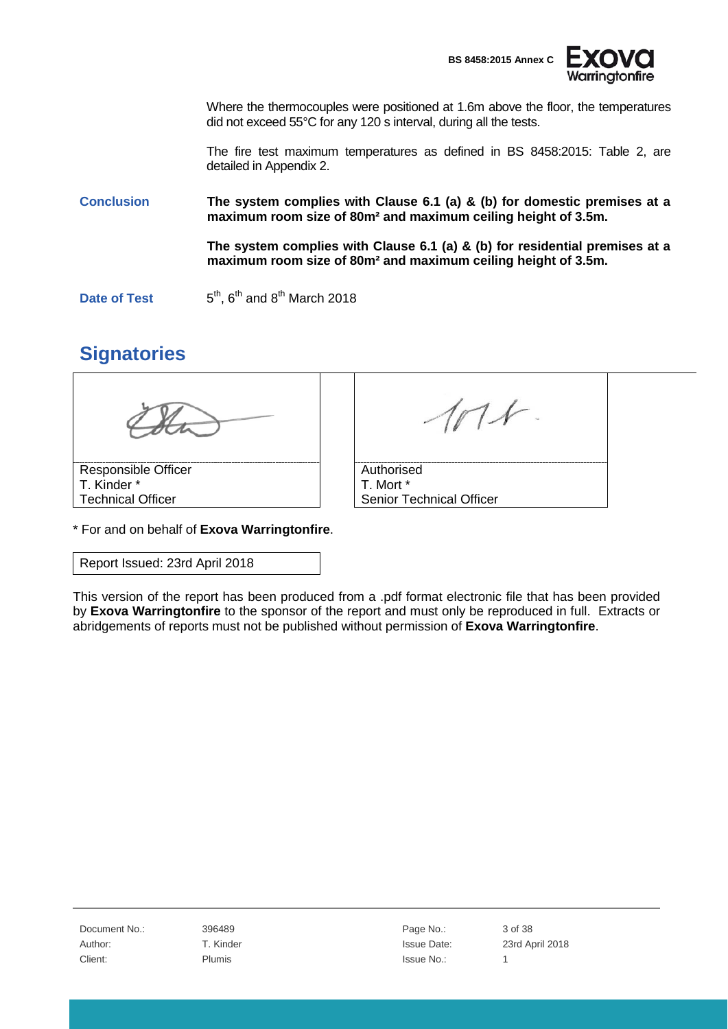Where the thermocouples were positioned at 1.6m above the floor, the temperatures did not exceed 55°C for any 120 s interval, during all the tests.

The fire test maximum temperatures as defined in BS 8458:2015: Table 2, are detailed in Appendix 2.

**Conclusion**

**The system complies with Clause 6.1 (a) & (b) for domestic premises at a maximum room size of 80m² and maximum ceiling height of 3.5m.**

**The system complies with Clause 6.1 (a) & (b) for residential premises at a maximum room size of 80m² and maximum ceiling height of 3.5m.**

**Date of Test** 5th, 6th and 8th March 2018

## Signatories

| Responsible Officer | Authorised |
|---|---|
| T. Kinder * | T. Mort * |
| Technical Officer | Senior Technical Officer |

\* For and on behalf of **Exova Warringtonfire**.

Report Issued: 23rd April 2018

This version of the report has been produced from a .pdf format electronic file that has been provided by **Exova Warringtonfire** to the sponsor of the report and must only be reproduced in full. Extracts or abridgements of reports must not be published without permission of **Exova Warringtonfire**.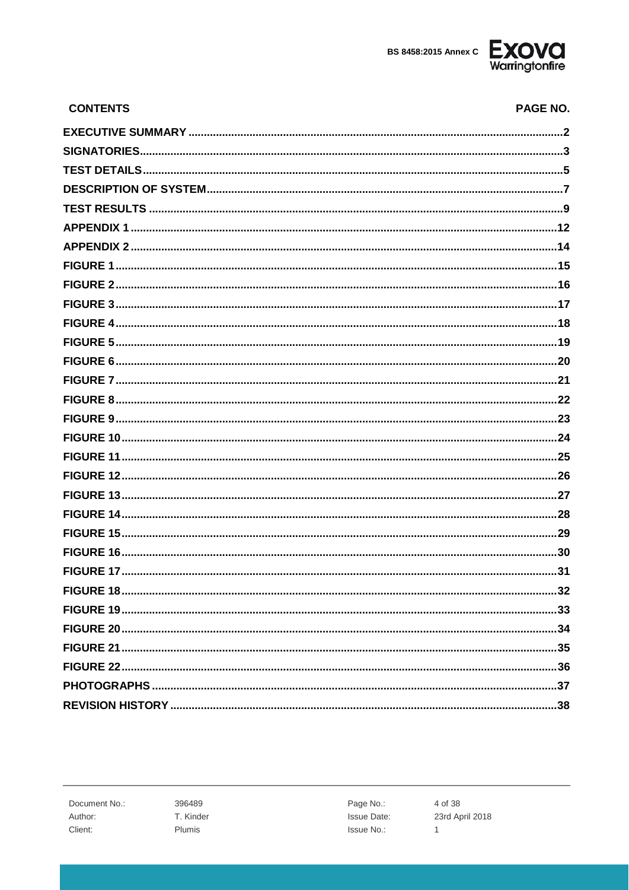## CONTENTS

| CONTENTS | PAGE NO. |
|---|---|
| EXECUTIVE SUMMARY | 2 |
| SIGNATORIES | 3 |
| TEST DETAILS | 5 |
| DESCRIPTION OF SYSTEM | 7 |
| TEST RESULTS | 9 |
| APPENDIX 1 | 12 |
| APPENDIX 2 | 14 |
| FIGURE 1 | 15 |
| FIGURE 2 | 16 |
| FIGURE 3 | 17 |
| FIGURE 4 | 18 |
| FIGURE 5 | 19 |
| FIGURE 6 | 20 |
| FIGURE 7 | 21 |
| FIGURE 8 | 22 |
| FIGURE 9 | 23 |
| FIGURE 10 | 24 |
| FIGURE 11 | 25 |
| FIGURE 12 | 26 |
| FIGURE 13 | 27 |
| FIGURE 14 | 28 |
| FIGURE 15 | 29 |
| FIGURE 16 | 30 |
| FIGURE 17 | 31 |
| FIGURE 18 | 32 |
| FIGURE 19 | 33 |
| FIGURE 20 | 34 |
| FIGURE 21 | 35 |
| FIGURE 22 | 36 |
| PHOTOGRAPHS | 37 |
| REVISION HISTORY | 38 |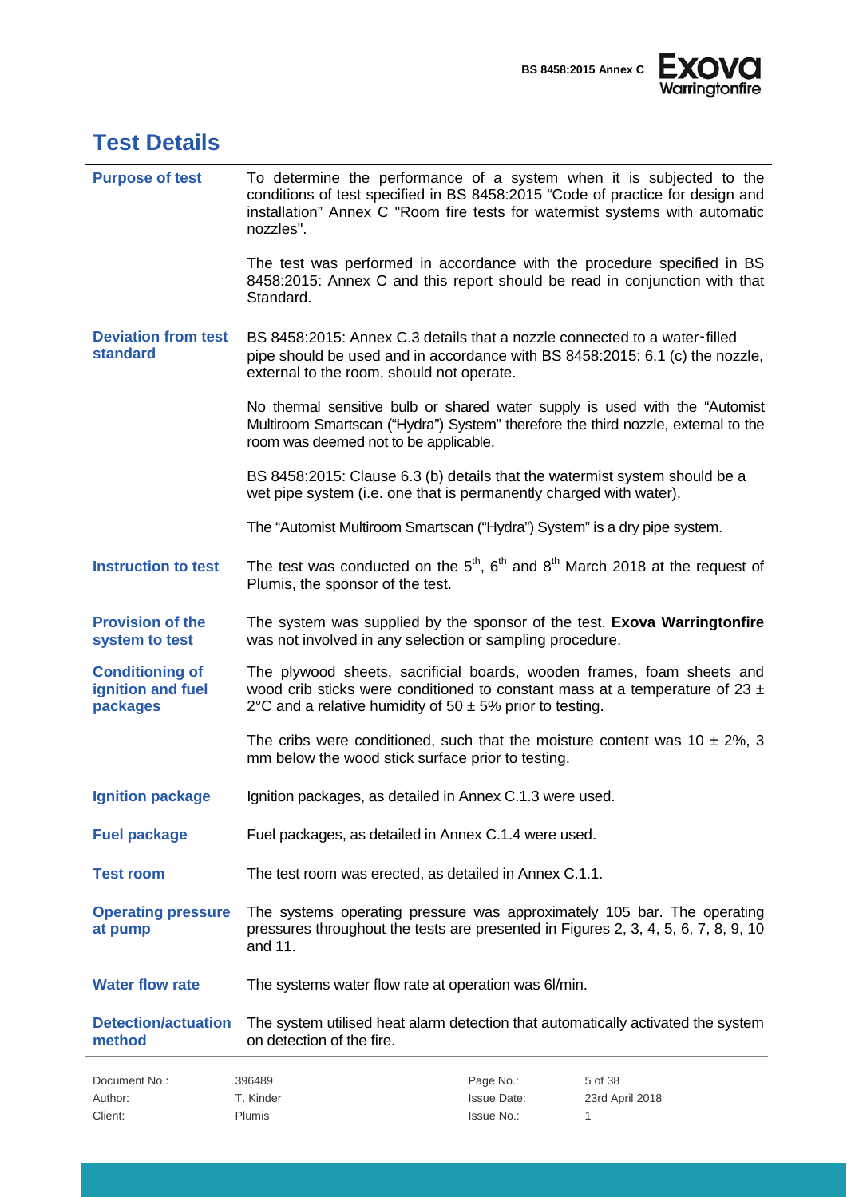## Test Details

| | |
|---|---|
| **Purpose of test** | To determine the performance of a system when it is subjected to the conditions of test specified in BS 8458:2015 "Code of practice for design and installation" Annex C "Room fire tests for watermist systems with automatic nozzles".<br><br>The test was performed in accordance with the procedure specified in BS 8458:2015: Annex C and this report should be read in conjunction with that Standard. |
| **Deviation from test standard** | BS 8458:2015: Annex C.3 details that a nozzle connected to a water-filled pipe should be used and in accordance with BS 8458:2015: 6.1 (c) the nozzle, external to the room, should not operate.<br><br>No thermal sensitive bulb or shared water supply is used with the "Automist Multiroom Smartscan ("Hydra") System" therefore the third nozzle, external to the room was deemed not to be applicable.<br><br>BS 8458:2015: Clause 6.3 (b) details that the watermist system should be a wet pipe system (i.e. one that is permanently charged with water).<br><br>The "Automist Multiroom Smartscan ("Hydra") System" is a dry pipe system. |
| **Instruction to test** | The test was conducted on the 5th, 6th and 8th March 2018 at the request of Plumis, the sponsor of the test. |
| **Provision of the system to test** | The system was supplied by the sponsor of the test. **Exova Warringtonfire** was not involved in any selection or sampling procedure. |
| **Conditioning of ignition and fuel packages** | The plywood sheets, sacrificial boards, wooden frames, foam sheets and wood crib sticks were conditioned to constant mass at a temperature of 23 ± 2°C and a relative humidity of 50 ± 5% prior to testing.<br><br>The cribs were conditioned, such that the moisture content was 10 ± 2%, 3 mm below the wood stick surface prior to testing. |
| **Ignition package** | Ignition packages, as detailed in Annex C.1.3 were used. |
| **Fuel package** | Fuel packages, as detailed in Annex C.1.4 were used. |
| **Test room** | The test room was erected, as detailed in Annex C.1.1. |
| **Operating pressure at pump** | The systems operating pressure was approximately 105 bar. The operating pressures throughout the tests are presented in Figures 2, 3, 4, 5, 6, 7, 8, 9, 10 and 11. |
| **Water flow rate** | The systems water flow rate at operation was 6l/min. |
| **Detection/actuation method** | The system utilised heat alarm detection that automatically activated the system on detection of the fire. |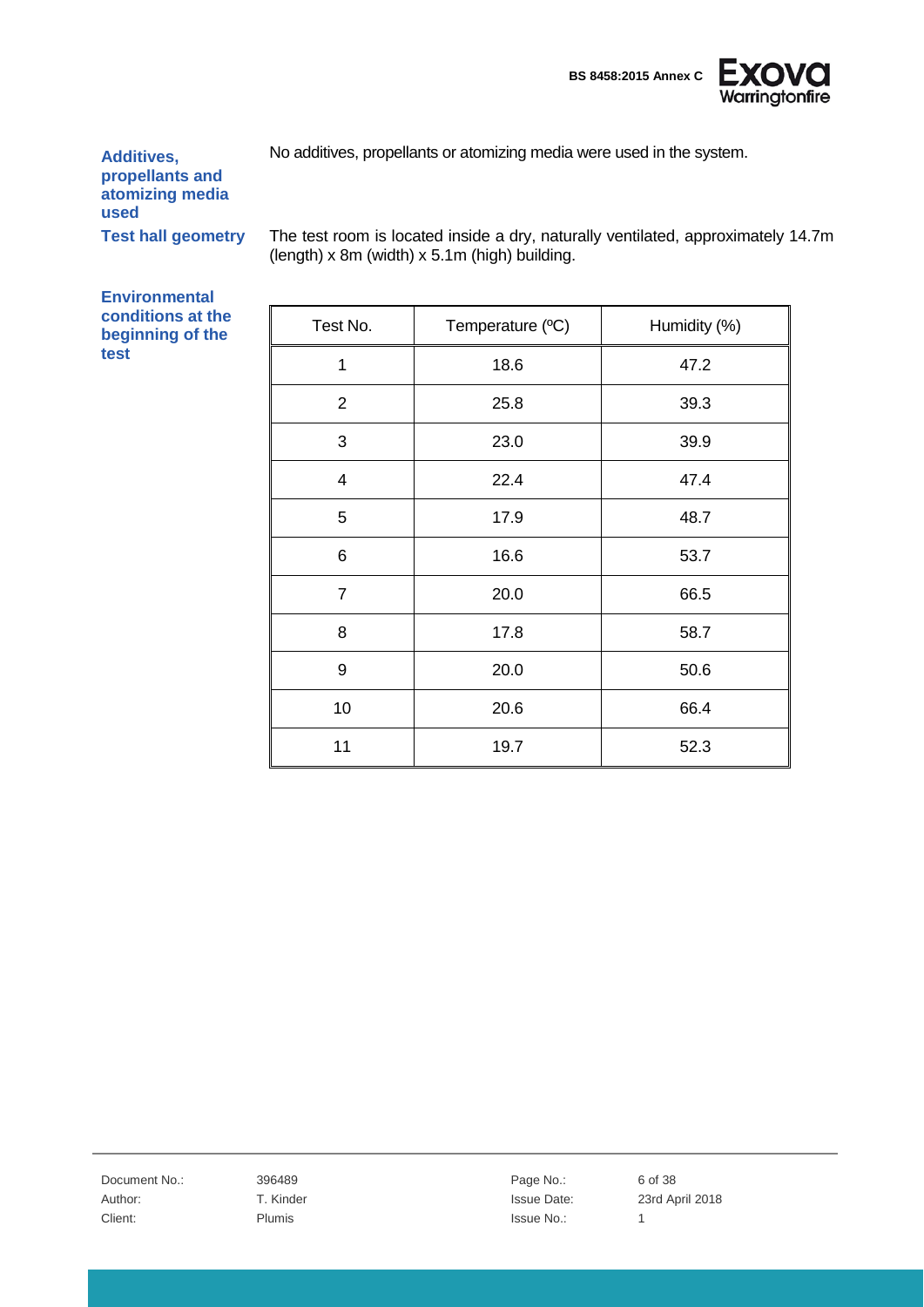**Additives, propellants and atomizing media used**

No additives, propellants or atomizing media were used in the system.

**Test hall geometry**

The test room is located inside a dry, naturally ventilated, approximately 14.7m (length) x 8m (width) x 5.1m (high) building.

**Environmental conditions at the beginning of the test**

| Test No. | Temperature (ºC) | Humidity (%) |
|---|---|---|
| 1 | 18.6 | 47.2 |
| 2 | 25.8 | 39.3 |
| 3 | 23.0 | 39.9 |
| 4 | 22.4 | 47.4 |
| 5 | 17.9 | 48.7 |
| 6 | 16.6 | 53.7 |
| 7 | 20.0 | 66.5 |
| 8 | 17.8 | 58.7 |
| 9 | 20.0 | 50.6 |
| 10 | 20.6 | 66.4 |
| 11 | 19.7 | 52.3 |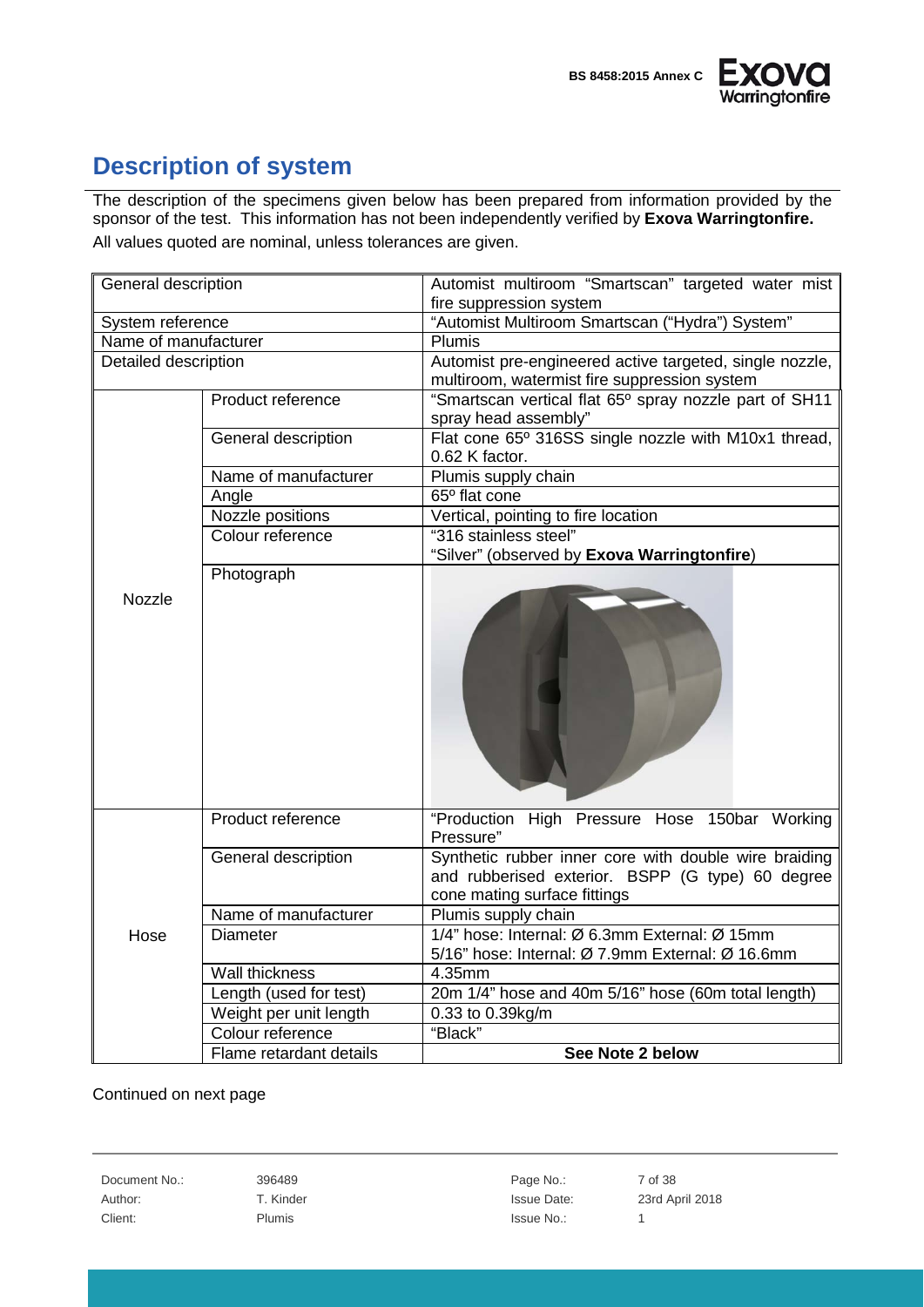# Description of system

The description of the specimens given below has been prepared from information provided by the sponsor of the test. This information has not been independently verified by **Exova Warringtonfire.**

All values quoted are nominal, unless tolerances are given.

| General description | | Automist multiroom "Smartscan" targeted water mist fire suppression system |
|---|---|---|
| System reference | | "Automist Multiroom Smartscan ("Hydra") System" |
| Name of manufacturer | | Plumis |
| Detailed description | | Automist pre-engineered active targeted, single nozzle, multiroom, watermist fire suppression system |
| Nozzle | Product reference | "Smartscan vertical flat 65º spray nozzle part of SH11 spray head assembly" |
| | General description | Flat cone 65º 316SS single nozzle with M10x1 thread, 0.62 K factor. |
| | Name of manufacturer | Plumis supply chain |
| | Angle | 65º flat cone |
| | Nozzle positions | Vertical, pointing to fire location |
| | Colour reference | "316 stainless steel"<br>"Silver" (observed by **Exova Warringtonfire**) |
| | Photograph | |
| Hose | Product reference | "Production High Pressure Hose 150bar Working Pressure" |
| | General description | Synthetic rubber inner core with double wire braiding and rubberised exterior. BSPP (G type) 60 degree cone mating surface fittings |
| | Name of manufacturer | Plumis supply chain |
| | Diameter | 1/4" hose: Internal: Ø 6.3mm External: Ø 15mm<br>5/16" hose: Internal: Ø 7.9mm External: Ø 16.6mm |
| | Wall thickness | 4.35mm |
| | Length (used for test) | 20m 1/4" hose and 40m 5/16" hose (60m total length) |
| | Weight per unit length | 0.33 to 0.39kg/m |
| | Colour reference | "Black" |
| | Flame retardant details | **See Note 2 below** |

Continued on next page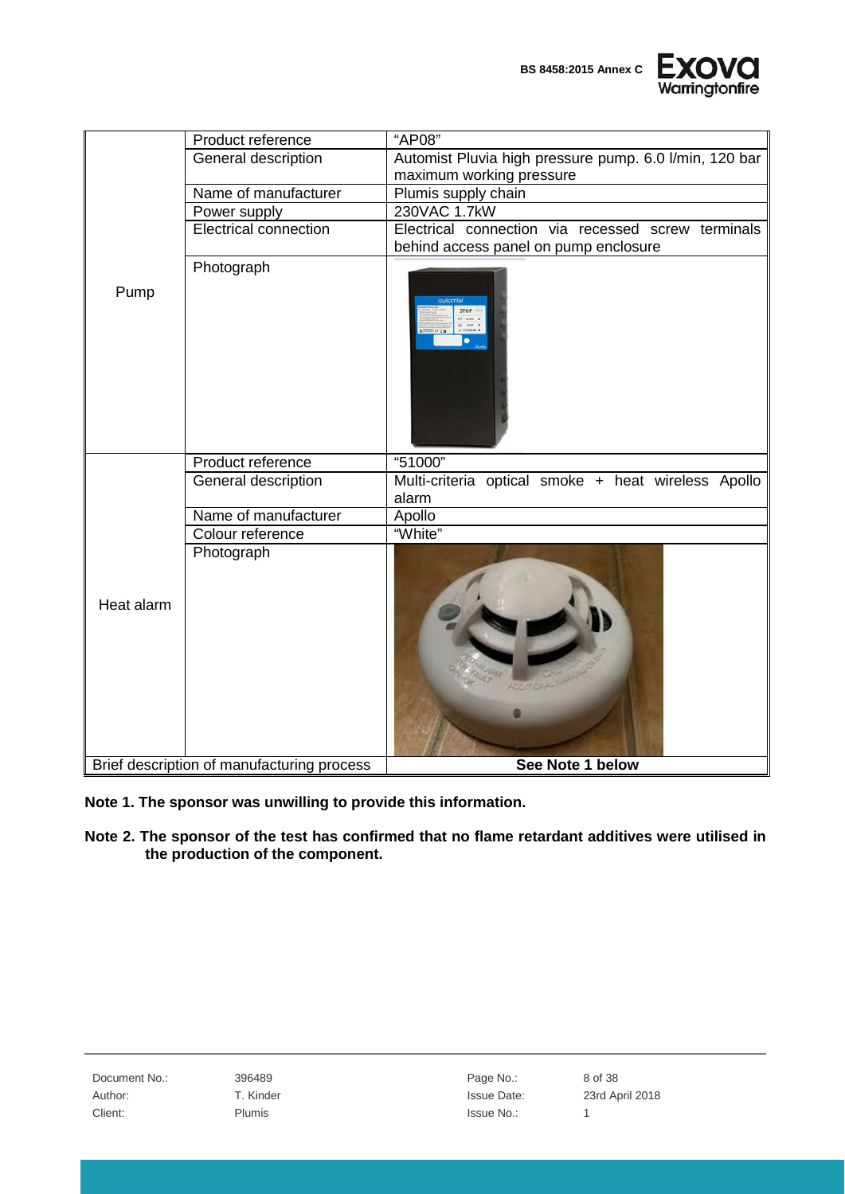| | | |
|---|---|---|
| Pump | Product reference | "AP08" |
| | General description | Automist Pluvia high pressure pump. 6.0 l/min, 120 bar maximum working pressure |
| | Name of manufacturer | Plumis supply chain |
| | Power supply | 230VAC 1.7kW |
| | Electrical connection | Electrical connection via recessed screw terminals behind access panel on pump enclosure |
| | Photograph | |
| Heat alarm | Product reference | "51000" |
| | General description | Multi-criteria optical smoke + heat wireless Apollo alarm |
| | Name of manufacturer | Apollo |
| | Colour reference | "White" |
| | Photograph | |
| Brief description of manufacturing process | | **See Note 1 below** |

**Note 1. The sponsor was unwilling to provide this information.**

**Note 2. The sponsor of the test has confirmed that no flame retardant additives were utilised in the production of the component.**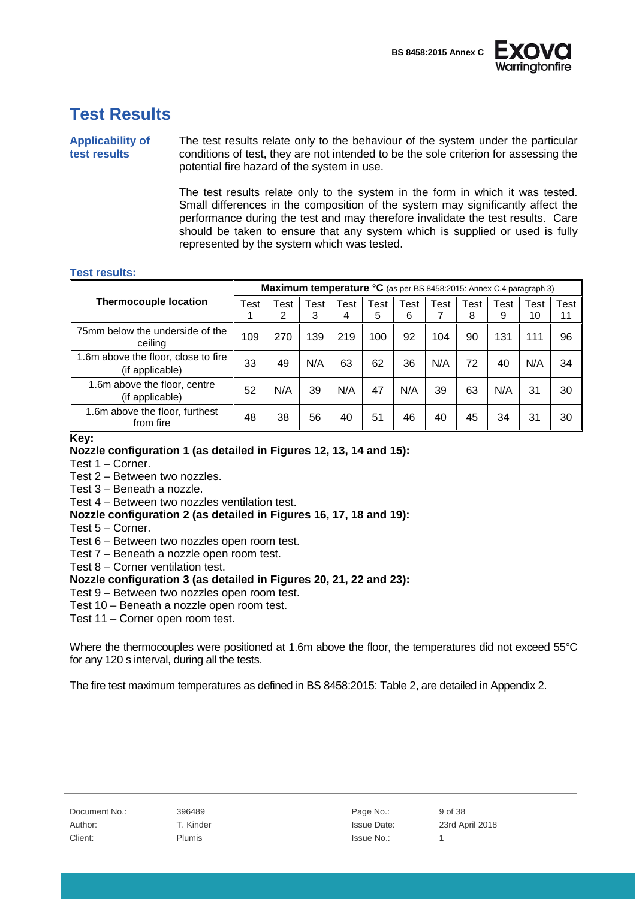# Test Results

**Applicability of test results**

The test results relate only to the behaviour of the system under the particular conditions of test, they are not intended to be the sole criterion for assessing the potential fire hazard of the system in use.

The test results relate only to the system in the form in which it was tested. Small differences in the composition of the system may significantly affect the performance during the test and may therefore invalidate the test results. Care should be taken to ensure that any system which is supplied or used is fully represented by the system which was tested.

**Test results:**

| Thermocouple location | **Maximum temperature °C** (as per BS 8458:2015: Annex C.4 paragraph 3) | | | | | | | | | | |
|---|---|---|---|---|---|---|---|---|---|---|---|
| | Test 1 | Test 2 | Test 3 | Test 4 | Test 5 | Test 6 | Test 7 | Test 8 | Test 9 | Test 10 | Test 11 |
| 75mm below the underside of the ceiling | 109 | 270 | 139 | 219 | 100 | 92 | 104 | 90 | 131 | 111 | 96 |
| 1.6m above the floor, close to fire (if applicable) | 33 | 49 | N/A | 63 | 62 | 36 | N/A | 72 | 40 | N/A | 34 |
| 1.6m above the floor, centre (if applicable) | 52 | N/A | 39 | N/A | 47 | N/A | 39 | 63 | N/A | 31 | 30 |
| 1.6m above the floor, furthest from fire | 48 | 38 | 56 | 40 | 51 | 46 | 40 | 45 | 34 | 31 | 30 |

**Key:**

**Nozzle configuration 1 (as detailed in Figures 12, 13, 14 and 15):**

Test 1 – Corner.
Test 2 – Between two nozzles.
Test 3 – Beneath a nozzle.
Test 4 – Between two nozzles ventilation test.

**Nozzle configuration 2 (as detailed in Figures 16, 17, 18 and 19):**

Test 5 – Corner.
Test 6 – Between two nozzles open room test.
Test 7 – Beneath a nozzle open room test.
Test 8 – Corner ventilation test.

**Nozzle configuration 3 (as detailed in Figures 20, 21, 22 and 23):**

Test 9 – Between two nozzles open room test.
Test 10 – Beneath a nozzle open room test.
Test 11 – Corner open room test.

Where the thermocouples were positioned at 1.6m above the floor, the temperatures did not exceed 55°C for any 120 s interval, during all the tests.

The fire test maximum temperatures as defined in BS 8458:2015: Table 2, are detailed in Appendix 2.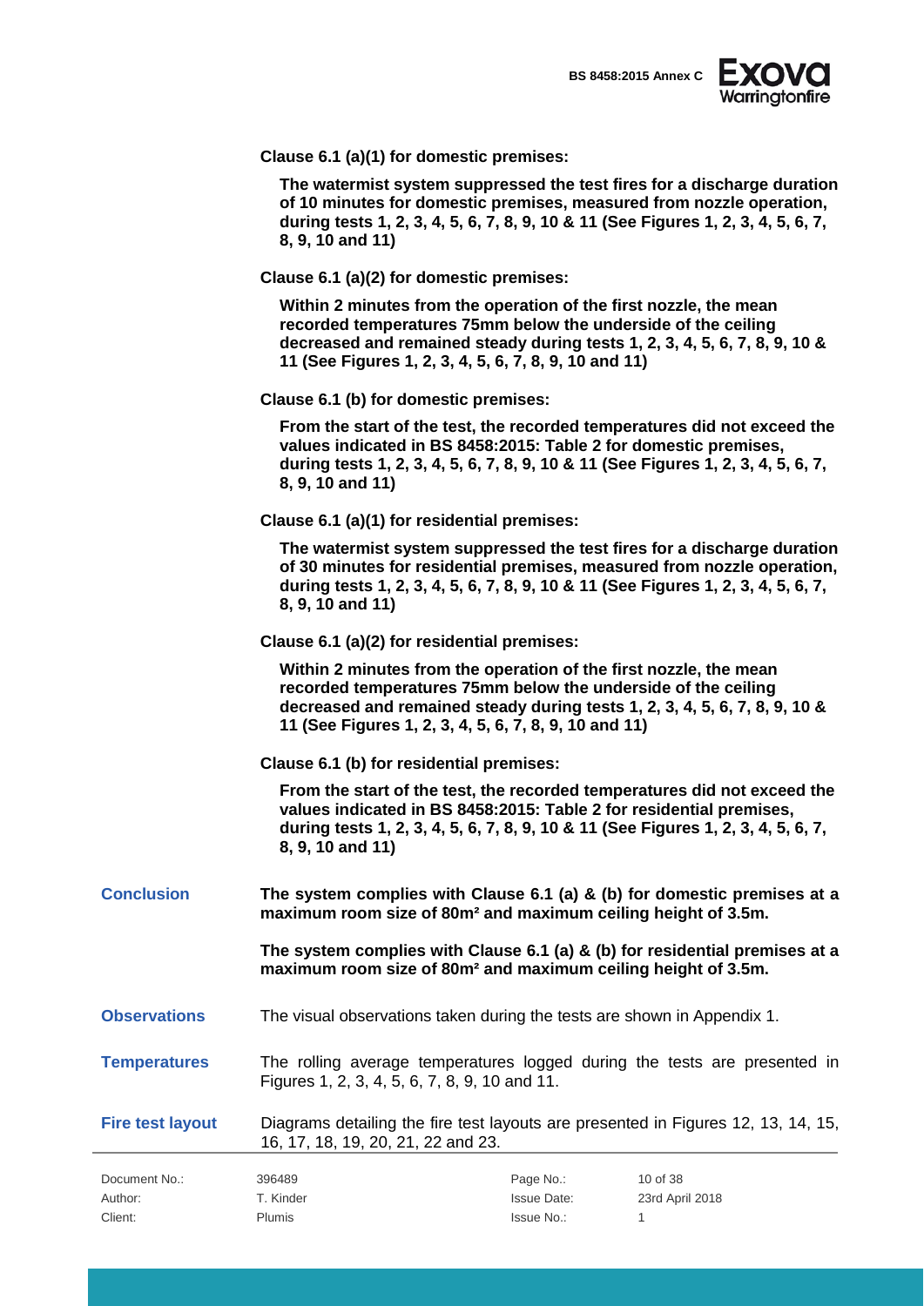**Clause 6.1 (a)(1) for domestic premises:**

**The watermist system suppressed the test fires for a discharge duration of 10 minutes for domestic premises, measured from nozzle operation, during tests 1, 2, 3, 4, 5, 6, 7, 8, 9, 10 & 11 (See Figures 1, 2, 3, 4, 5, 6, 7, 8, 9, 10 and 11)**

**Clause 6.1 (a)(2) for domestic premises:**

**Within 2 minutes from the operation of the first nozzle, the mean recorded temperatures 75mm below the underside of the ceiling decreased and remained steady during tests 1, 2, 3, 4, 5, 6, 7, 8, 9, 10 & 11 (See Figures 1, 2, 3, 4, 5, 6, 7, 8, 9, 10 and 11)**

**Clause 6.1 (b) for domestic premises:**

**From the start of the test, the recorded temperatures did not exceed the values indicated in BS 8458:2015: Table 2 for domestic premises, during tests 1, 2, 3, 4, 5, 6, 7, 8, 9, 10 & 11 (See Figures 1, 2, 3, 4, 5, 6, 7, 8, 9, 10 and 11)**

**Clause 6.1 (a)(1) for residential premises:**

**The watermist system suppressed the test fires for a discharge duration of 30 minutes for residential premises, measured from nozzle operation, during tests 1, 2, 3, 4, 5, 6, 7, 8, 9, 10 & 11 (See Figures 1, 2, 3, 4, 5, 6, 7, 8, 9, 10 and 11)**

**Clause 6.1 (a)(2) for residential premises:**

**Within 2 minutes from the operation of the first nozzle, the mean recorded temperatures 75mm below the underside of the ceiling decreased and remained steady during tests 1, 2, 3, 4, 5, 6, 7, 8, 9, 10 & 11 (See Figures 1, 2, 3, 4, 5, 6, 7, 8, 9, 10 and 11)**

**Clause 6.1 (b) for residential premises:**

**From the start of the test, the recorded temperatures did not exceed the values indicated in BS 8458:2015: Table 2 for residential premises, during tests 1, 2, 3, 4, 5, 6, 7, 8, 9, 10 & 11 (See Figures 1, 2, 3, 4, 5, 6, 7, 8, 9, 10 and 11)**

## Conclusion

**The system complies with Clause 6.1 (a) & (b) for domestic premises at a maximum room size of 80m² and maximum ceiling height of 3.5m.**

**The system complies with Clause 6.1 (a) & (b) for residential premises at a maximum room size of 80m² and maximum ceiling height of 3.5m.**

## Observations

The visual observations taken during the tests are shown in Appendix 1.

## Temperatures

The rolling average temperatures logged during the tests are presented in Figures 1, 2, 3, 4, 5, 6, 7, 8, 9, 10 and 11.

## Fire test layout

Diagrams detailing the fire test layouts are presented in Figures 12, 13, 14, 15, 16, 17, 18, 19, 20, 21, 22 and 23.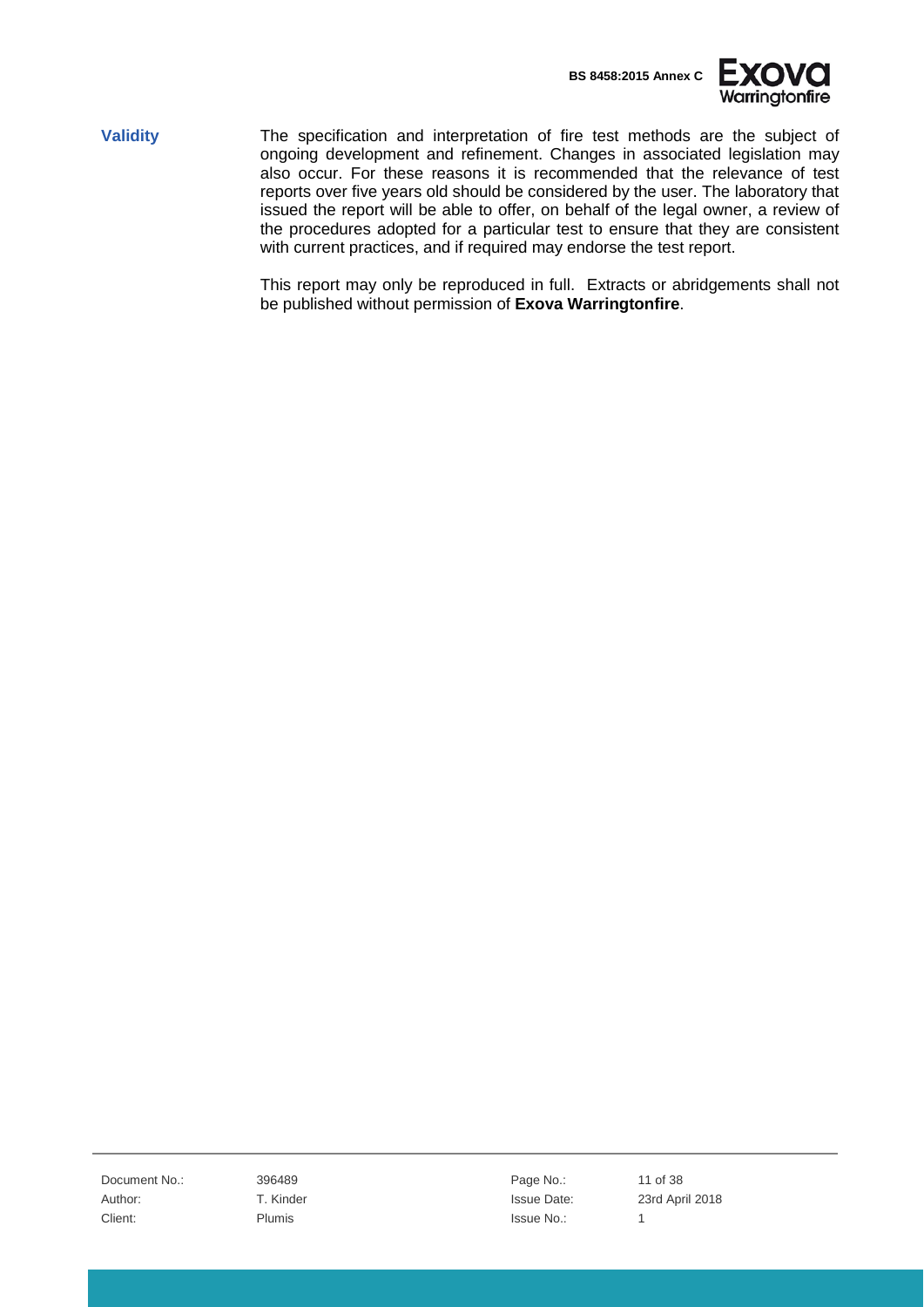**Validity**

The specification and interpretation of fire test methods are the subject of ongoing development and refinement. Changes in associated legislation may also occur. For these reasons it is recommended that the relevance of test reports over five years old should be considered by the user. The laboratory that issued the report will be able to offer, on behalf of the legal owner, a review of the procedures adopted for a particular test to ensure that they are consistent with current practices, and if required may endorse the test report.

This report may only be reproduced in full. Extracts or abridgements shall not be published without permission of **Exova Warringtonfire**.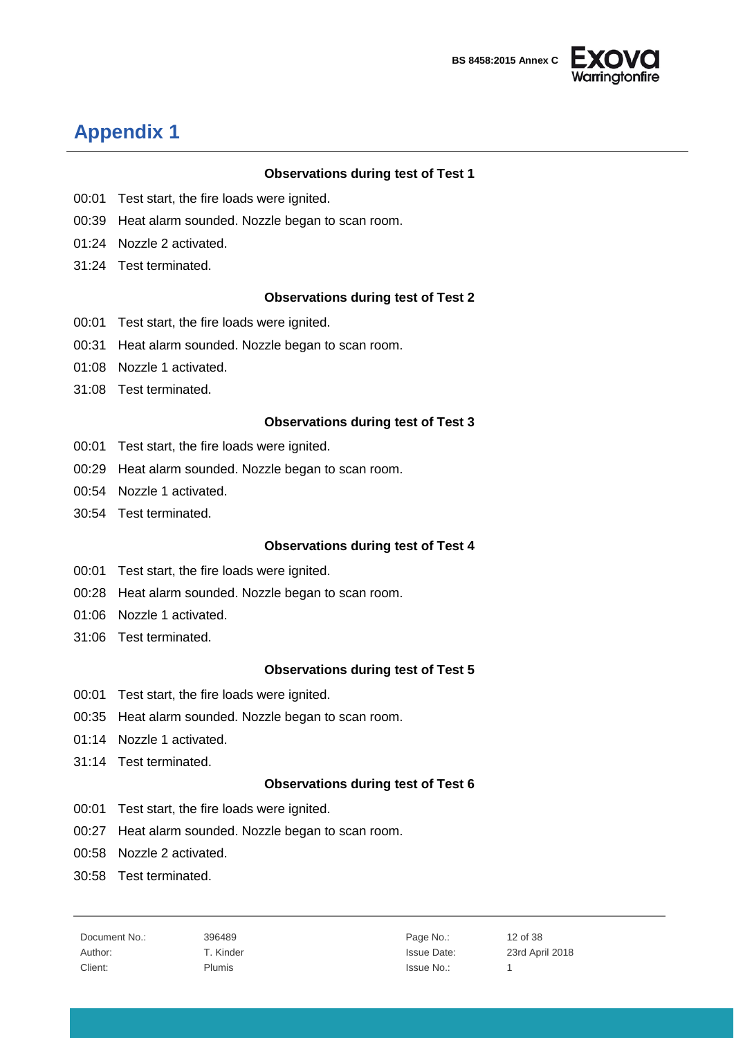# Appendix 1

**Observations during test of Test 1**

00:01 Test start, the fire loads were ignited.

00:39 Heat alarm sounded. Nozzle began to scan room.

01:24 Nozzle 2 activated.

31:24 Test terminated.

**Observations during test of Test 2**

00:01 Test start, the fire loads were ignited.

00:31 Heat alarm sounded. Nozzle began to scan room.

01:08 Nozzle 1 activated.

31:08 Test terminated.

**Observations during test of Test 3**

00:01 Test start, the fire loads were ignited.

00:29 Heat alarm sounded. Nozzle began to scan room.

00:54 Nozzle 1 activated.

30:54 Test terminated.

**Observations during test of Test 4**

00:01 Test start, the fire loads were ignited.

00:28 Heat alarm sounded. Nozzle began to scan room.

01:06 Nozzle 1 activated.

31:06 Test terminated.

**Observations during test of Test 5**

00:01 Test start, the fire loads were ignited.

00:35 Heat alarm sounded. Nozzle began to scan room.

01:14 Nozzle 1 activated.

31:14 Test terminated.

**Observations during test of Test 6**

00:01 Test start, the fire loads were ignited.

00:27 Heat alarm sounded. Nozzle began to scan room.

00:58 Nozzle 2 activated.

30:58 Test terminated.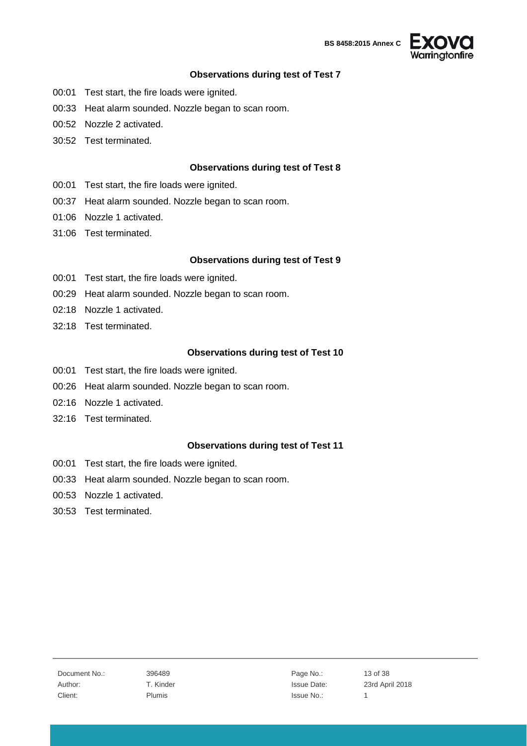### Observations during test of Test 7

00:01 Test start, the fire loads were ignited.

00:33 Heat alarm sounded. Nozzle began to scan room.

00:52 Nozzle 2 activated.

30:52 Test terminated.

### Observations during test of Test 8

00:01 Test start, the fire loads were ignited.

00:37 Heat alarm sounded. Nozzle began to scan room.

01:06 Nozzle 1 activated.

31:06 Test terminated.

### Observations during test of Test 9

00:01 Test start, the fire loads were ignited.

00:29 Heat alarm sounded. Nozzle began to scan room.

02:18 Nozzle 1 activated.

32:18 Test terminated.

### Observations during test of Test 10

00:01 Test start, the fire loads were ignited.

00:26 Heat alarm sounded. Nozzle began to scan room.

02:16 Nozzle 1 activated.

32:16 Test terminated.

### Observations during test of Test 11

00:01 Test start, the fire loads were ignited.

00:33 Heat alarm sounded. Nozzle began to scan room.

00:53 Nozzle 1 activated.

30:53 Test terminated.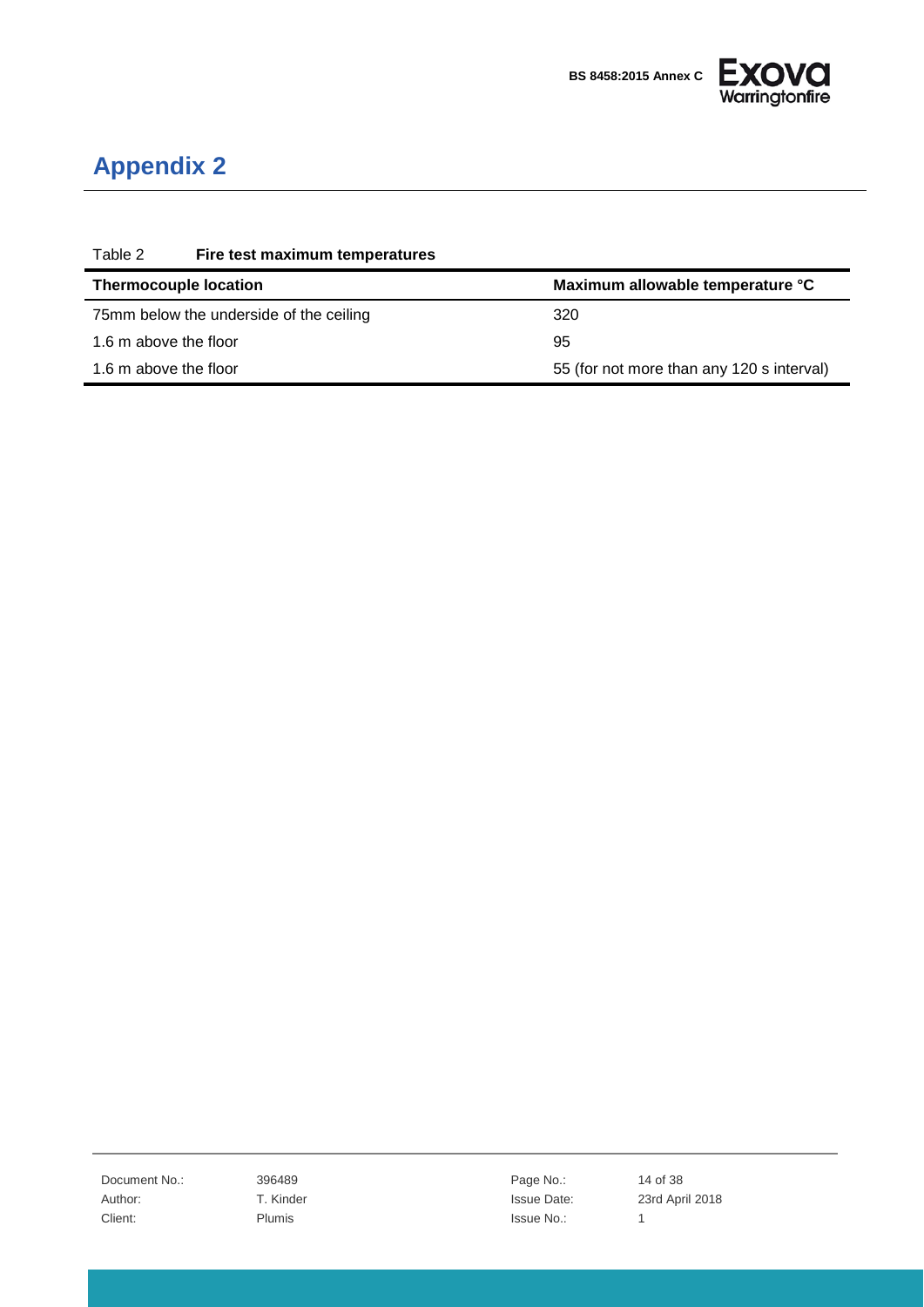# Appendix 2

Table 2 **Fire test maximum temperatures**

| Thermocouple location | Maximum allowable temperature °C |
| --- | --- |
| 75mm below the underside of the ceiling | 320 |
| 1.6 m above the floor | 95 |
| 1.6 m above the floor | 55 (for not more than any 120 s interval) |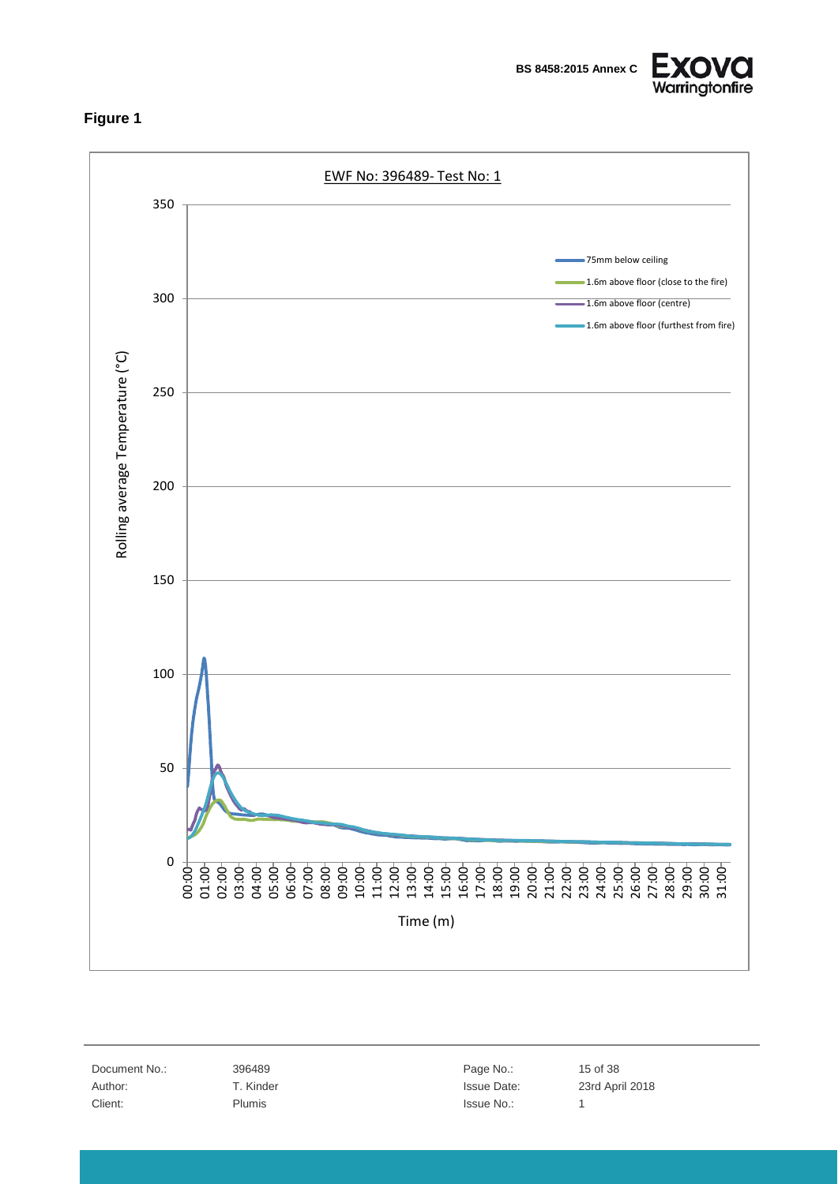## Figure 1

EWF No: 396489- Test No: 1

Rolling average Temperature (°C)

Time (m)

- 75mm below ceiling
- 1.6m above floor (close to the fire)
- 1.6m above floor (centre)
- 1.6m above floor (furthest from fire)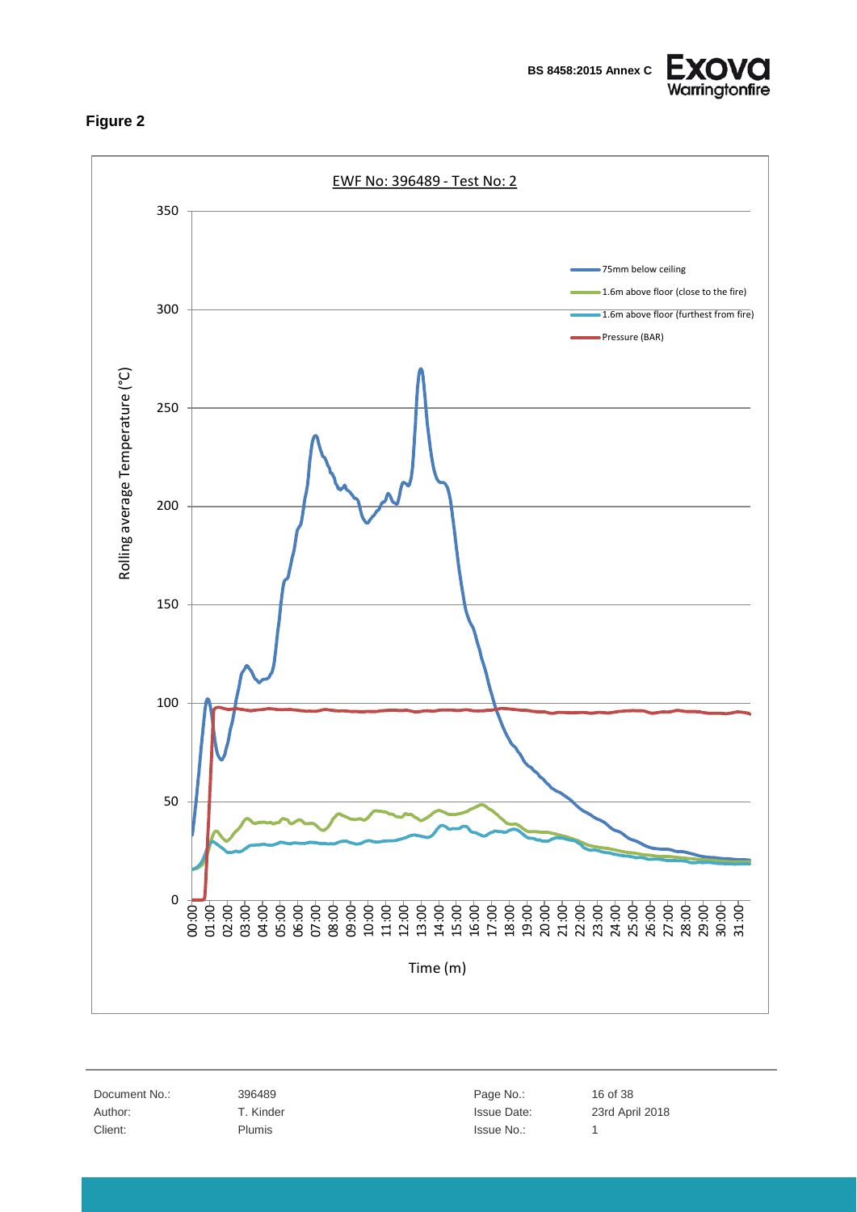## Figure 2

EWF No: 396489 - Test No: 2

Rolling average Temperature (°C)

Time (m)

- 75mm below ceiling
- 1.6m above floor (close to the fire)
- 1.6m above floor (furthest from fire)
- Pressure (BAR)

| Document No.: | 396489 | Page No.: | 16 of 38 |
|---|---|---|---|
| Author: | T. Kinder | Issue Date: | 23rd April 2018 |
| Client: | Plumis | Issue No.: | 1 |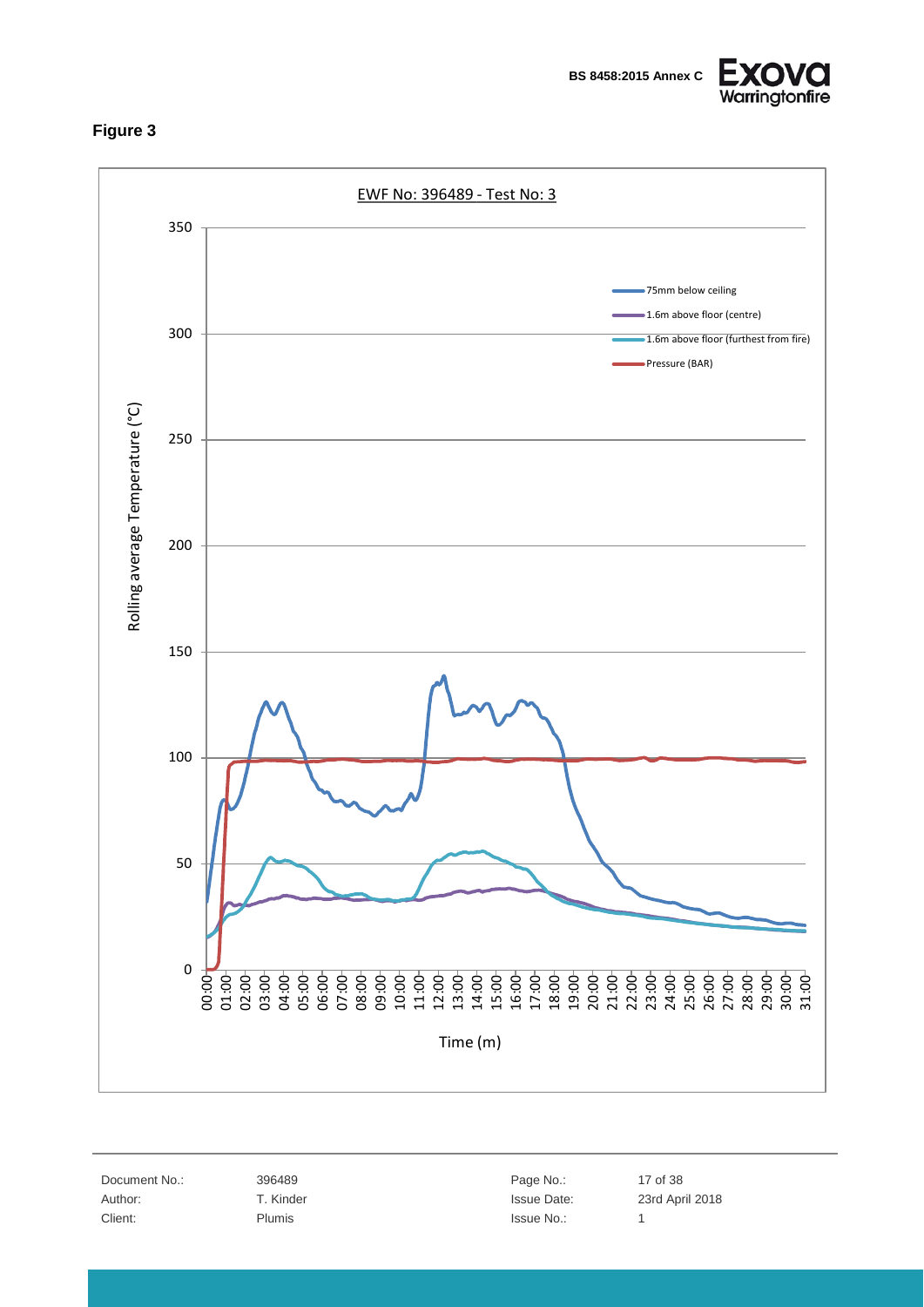**Figure 3**

EWF No: 396489 - Test No: 3

Rolling average Temperature (°C)

Time (m)

- 75mm below ceiling
- 1.6m above floor (centre)
- 1.6m above floor (furthest from fire)
- Pressure (BAR)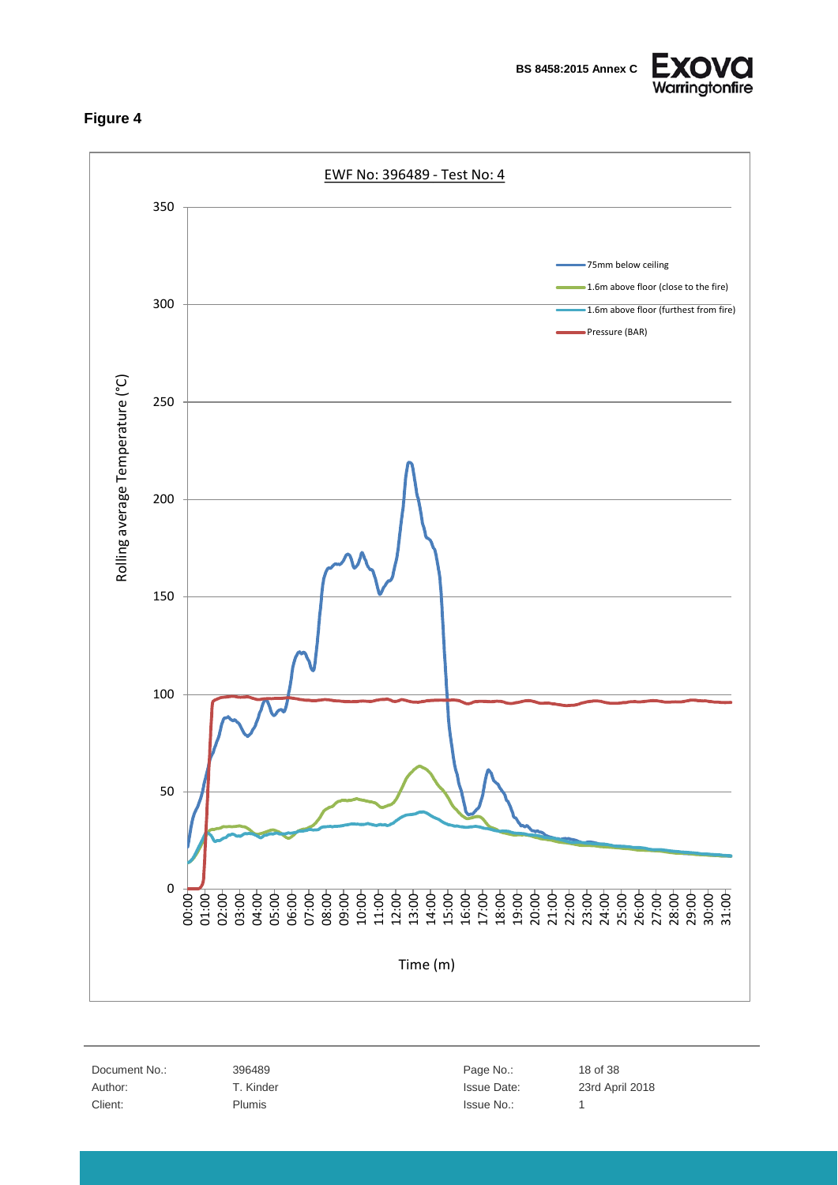**Figure 4**

EWF No: 396489 - Test No: 4

Rolling average Temperature (°C)

350
300
250
200
150
100
50
0

00:00 01:00 02:00 03:00 04:00 05:00 06:00 07:00 08:00 09:00 10:00 11:00 12:00 13:00 14:00 15:00 16:00 17:00 18:00 19:00 20:00 21:00 22:00 23:00 24:00 25:00 26:00 27:00 28:00 29:00 30:00 31:00

Time (m)

- 75mm below ceiling
- 1.6m above floor (close to the fire)
- 1.6m above floor (furthest from fire)
- Pressure (BAR)

| | | | |
|---|---|---|---|
| Document No.: | 396489 | Page No.: | 18 of 38 |
| Author: | T. Kinder | Issue Date: | 23rd April 2018 |
| Client: | Plumis | Issue No.: | 1 |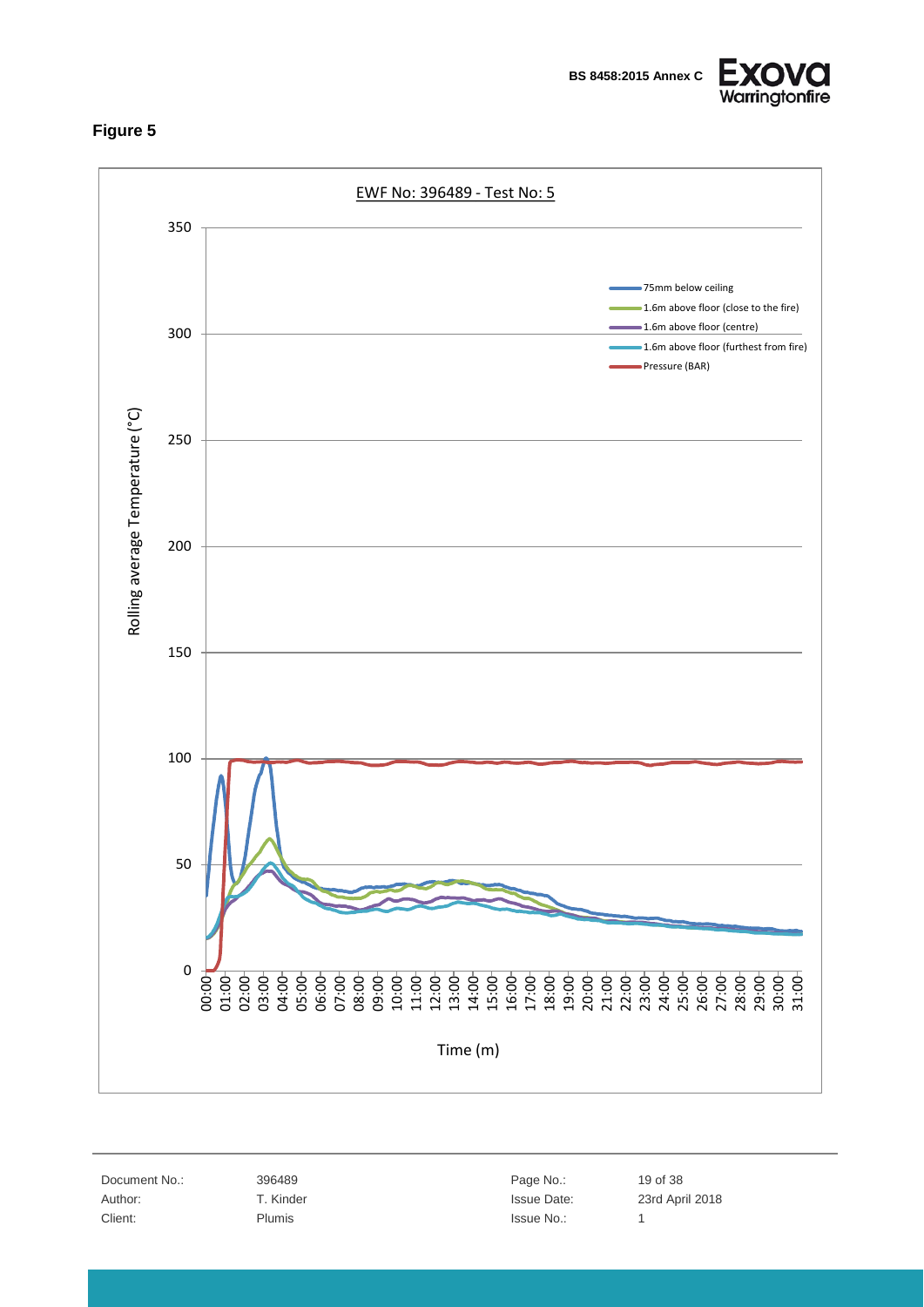**Figure 5**

EWF No: 396489 - Test No: 5

Rolling average Temperature (°C)

Legend:
- 75mm below ceiling
- 1.6m above floor (close to the fire)
- 1.6m above floor (centre)
- 1.6m above floor (furthest from fire)
- Pressure (BAR)

Time (m)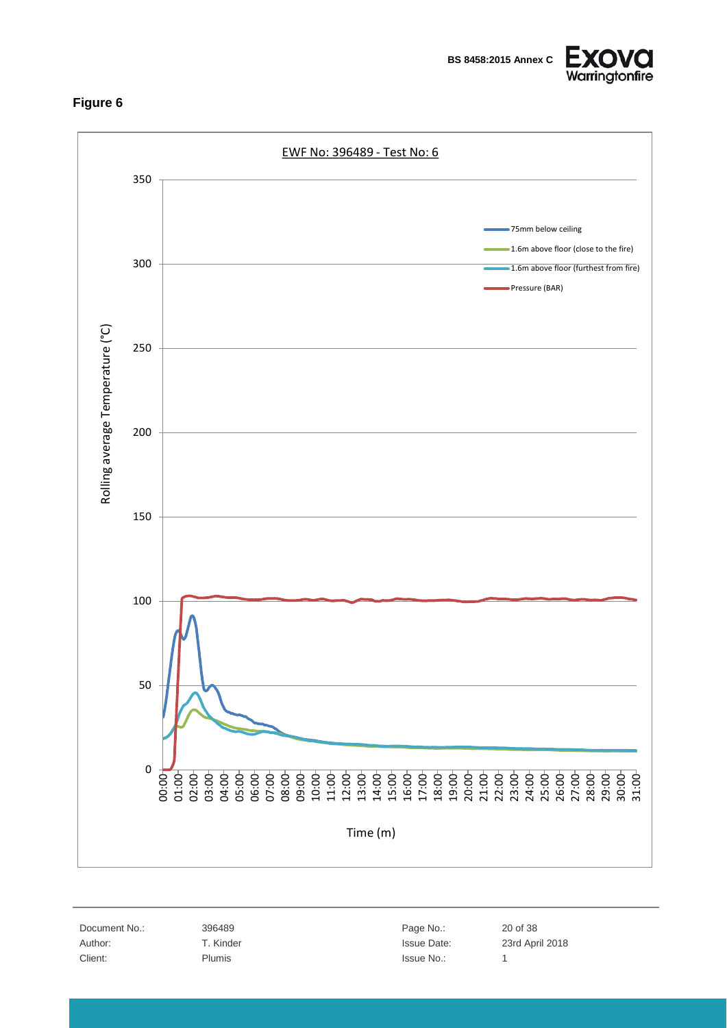## Figure 6

EWF No: 396489 - Test No: 6

Rolling average Temperature (°C)

350

300

250

200

150

100

50

0

00:00 01:00 02:00 03:00 04:00 05:00 06:00 07:00 08:00 09:00 10:00 11:00 12:00 13:00 14:00 15:00 16:00 17:00 18:00 19:00 20:00 21:00 22:00 23:00 24:00 25:00 26:00 27:00 28:00 29:00 30:00 31:00

Time (m)

- 75mm below ceiling
- 1.6m above floor (close to the fire)
- 1.6m above floor (furthest from fire)
- Pressure (BAR)

| Document No.: | 396489 | Page No.: | 20 of 38 |
|---|---|---|---|
| Author: | T. Kinder | Issue Date: | 23rd April 2018 |
| Client: | Plumis | Issue No.: | 1 |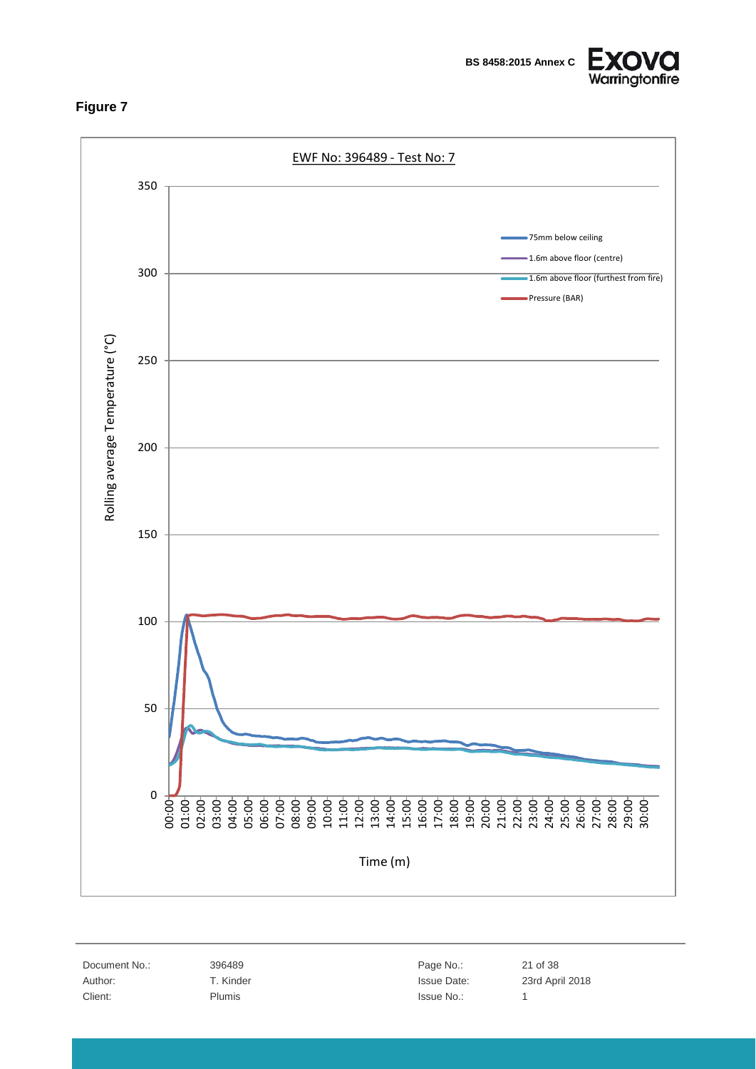## Figure 7

EWF No: 396489 - Test No: 7

Rolling average Temperature (°C)

350
300
250
200
150
100
50
0

Legend:
- 75mm below ceiling
- 1.6m above floor (centre)
- 1.6m above floor (furthest from fire)
- Pressure (BAR)

00:00 01:00 02:00 03:00 04:00 05:00 06:00 07:00 08:00 09:00 10:00 11:00 12:00 13:00 14:00 15:00 16:00 17:00 18:00 19:00 20:00 21:00 22:00 23:00 24:00 25:00 26:00 27:00 28:00 29:00 30:00

Time (m)

| Document No.: | 396489 | Page No.: | 21 of 38 |
|---|---|---|---|
| Author: | T. Kinder | Issue Date: | 23rd April 2018 |
| Client: | Plumis | Issue No.: | 1 |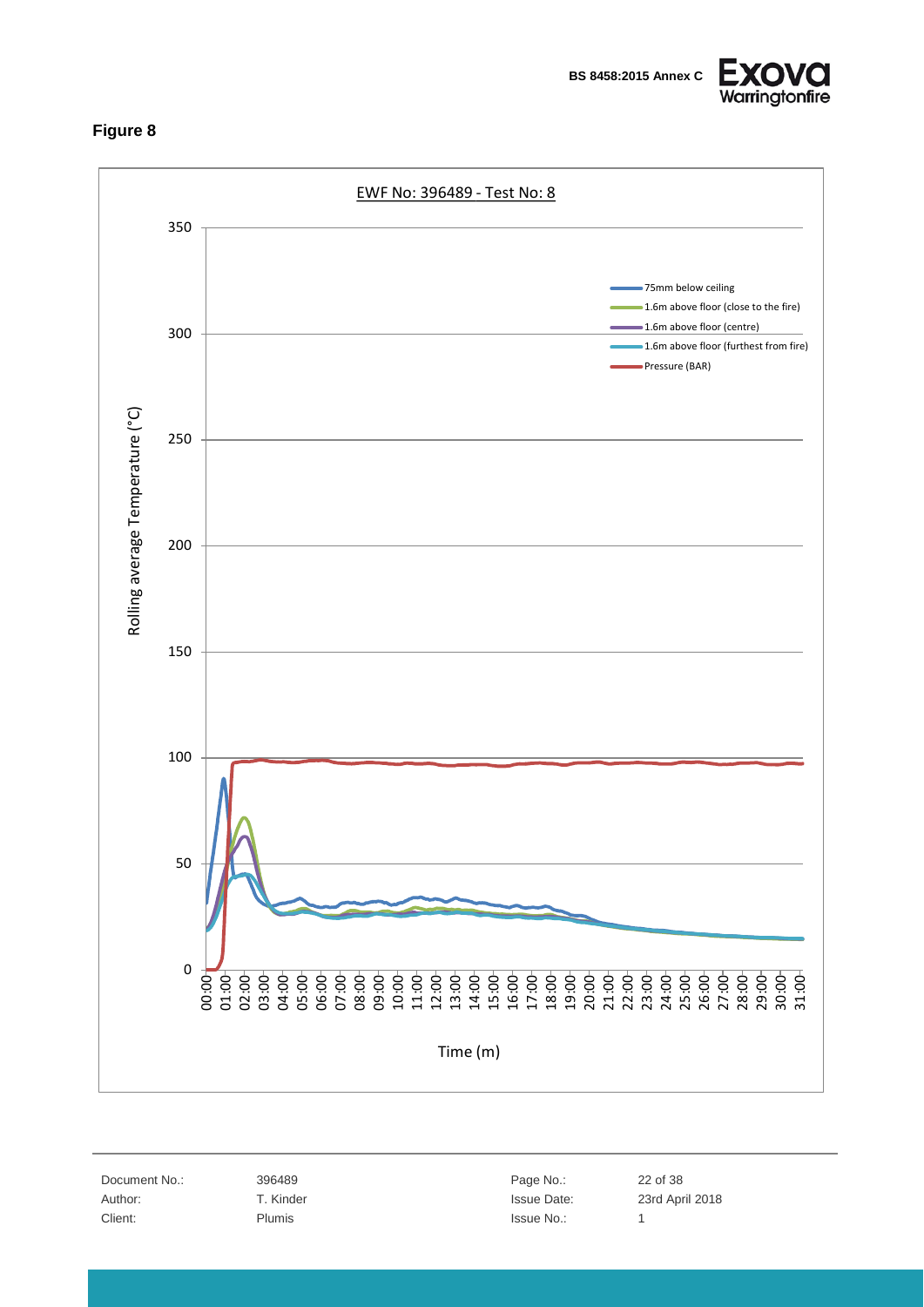**Figure 8**

EWF No: 396489 - Test No: 8

Rolling average Temperature (°C)

Time (m)

- 75mm below ceiling
- 1.6m above floor (close to the fire)
- 1.6m above floor (centre)
- 1.6m above floor (furthest from fire)
- Pressure (BAR)

| Document No.: | 396489 | Page No.: | 22 of 38 |
|---|---|---|---|
| Author: | T. Kinder | Issue Date: | 23rd April 2018 |
| Client: | Plumis | Issue No.: | 1 |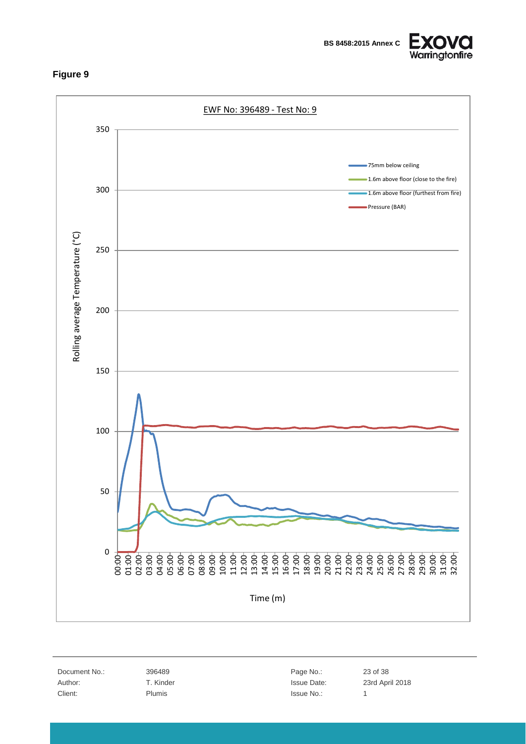## Figure 9

EWF No: 396489 - Test No: 9

Rolling average Temperature (°C)

Time (m)

- 75mm below ceiling
- 1.6m above floor (close to the fire)
- 1.6m above floor (furthest from fire)
- Pressure (BAR)

| Document No.: | 396489 | Page No.: | 23 of 38 |
| --- | --- | --- | --- |
| Author: | T. Kinder | Issue Date: | 23rd April 2018 |
| Client: | Plumis | Issue No.: | 1 |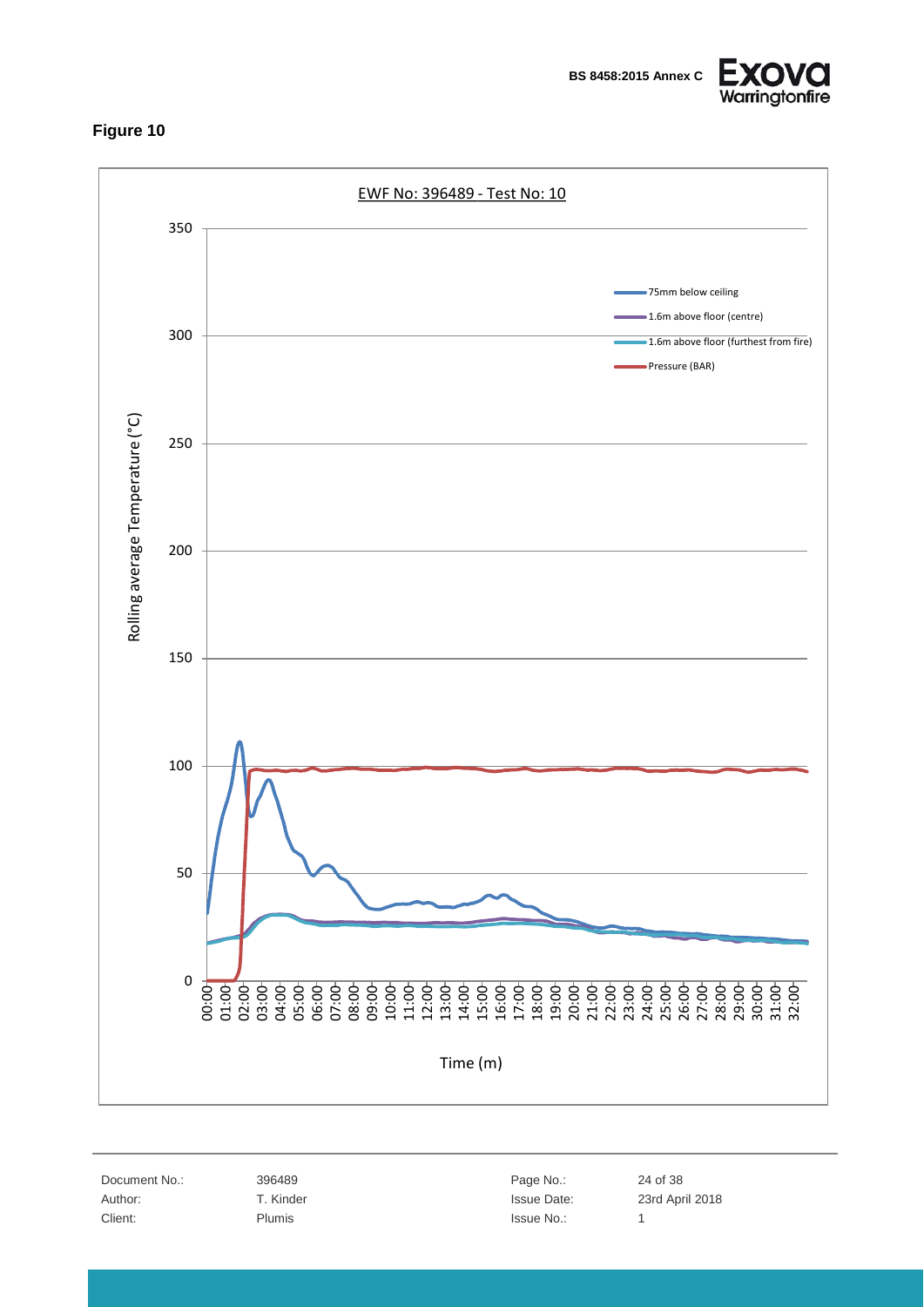## Figure 10

EWF No: 396489 - Test No: 10

Rolling average Temperature (°C)

350
300
250
200
150
100
50
0

- 75mm below ceiling
- 1.6m above floor (centre)
- 1.6m above floor (furthest from fire)
- Pressure (BAR)

00:00 01:00 02:00 03:00 04:00 05:00 06:00 07:00 08:00 09:00 10:00 11:00 12:00 13:00 14:00 15:00 16:00 17:00 18:00 19:00 20:00 21:00 22:00 23:00 24:00 25:00 26:00 27:00 28:00 29:00 30:00 31:00 32:00

Time (m)

| Document No.: | 396489 | Page No.: | 24 of 38 |
|---|---|---|---|
| Author: | T. Kinder | Issue Date: | 23rd April 2018 |
| Client: | Plumis | Issue No.: | 1 |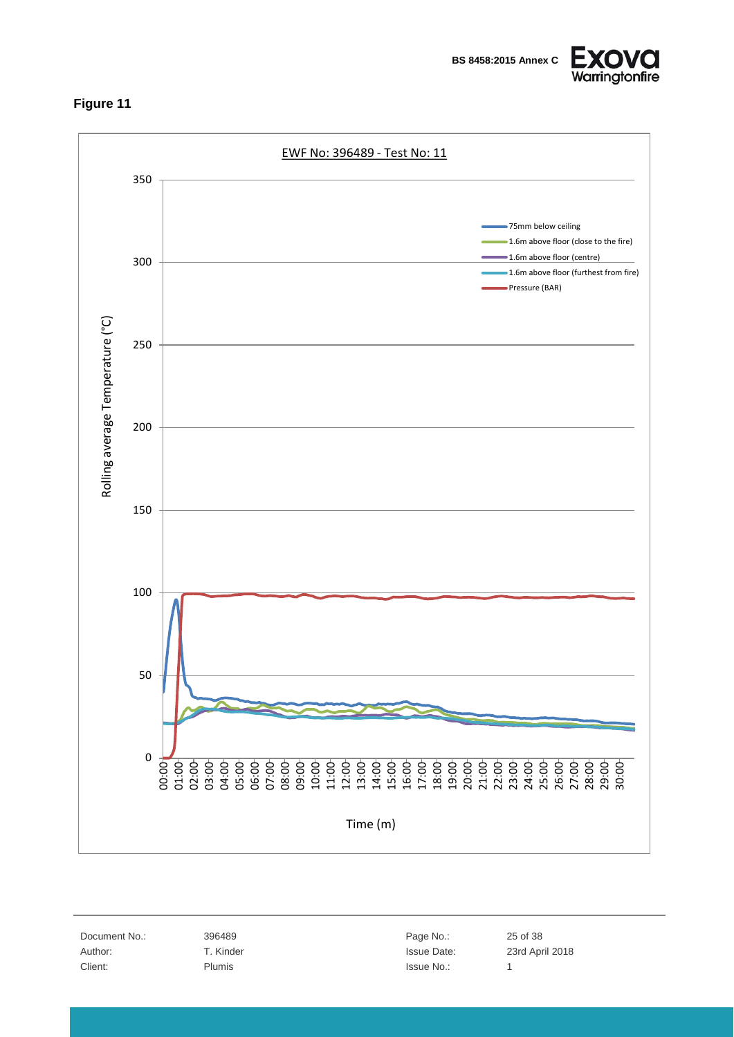## Figure 11

EWF No: 396489 - Test No: 11

Rolling average Temperature (°C)

Time (m)

- 75mm below ceiling
- 1.6m above floor (close to the fire)
- 1.6m above floor (centre)
- 1.6m above floor (furthest from fire)
- Pressure (BAR)

| Document No.: | 396489 | Page No.: | 25 of 38 |
|---|---|---|---|
| Author: | T. Kinder | Issue Date: | 23rd April 2018 |
| Client: | Plumis | Issue No.: | 1 |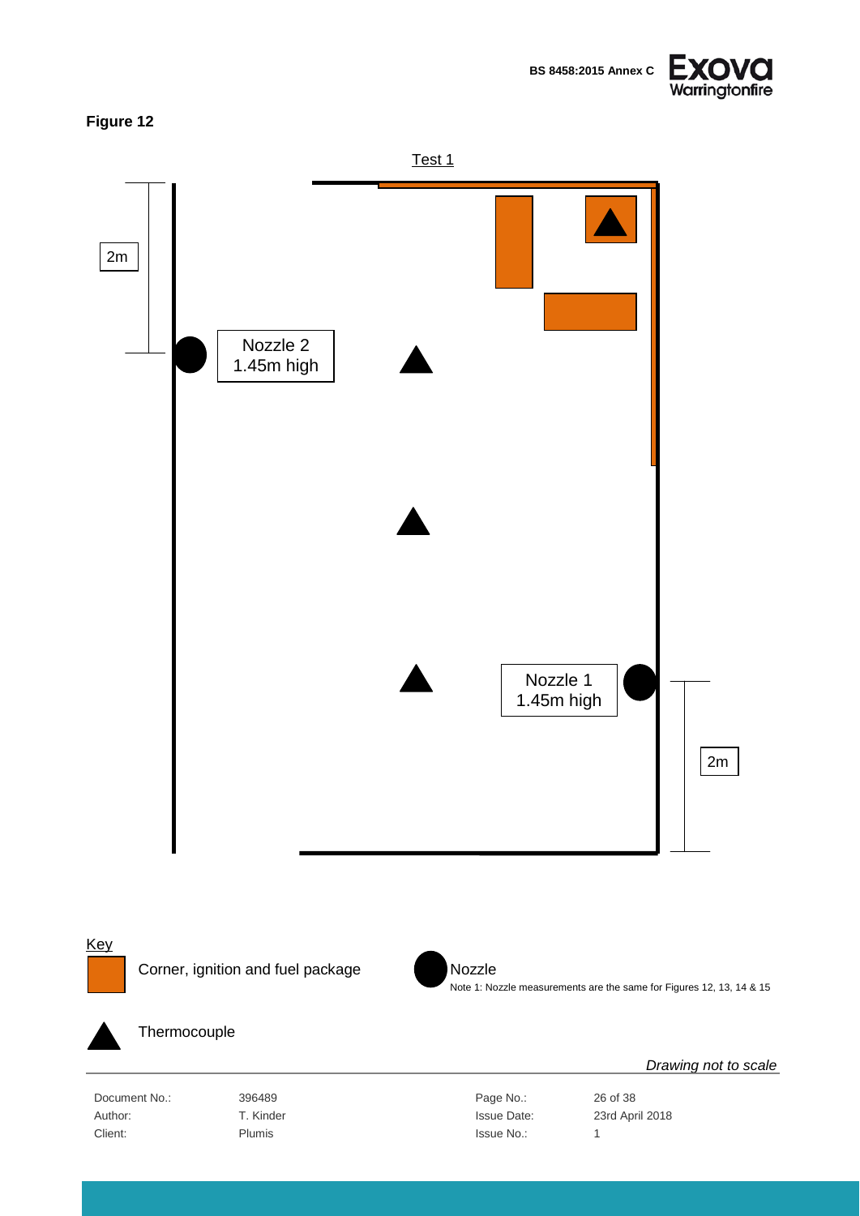**Figure 12**

Test 1

2m

Nozzle 2
1.45m high

Nozzle 1
1.45m high

2m

Key

Corner, ignition and fuel package

Nozzle

Note 1: Nozzle measurements are the same for Figures 12, 13, 14 & 15

Thermocouple

*Drawing not to scale*

| Document No.: | 396489 | Page No.: | 26 of 38 |
|---|---|---|---|
| Author: | T. Kinder | Issue Date: | 23rd April 2018 |
| Client: | Plumis | Issue No.: | 1 |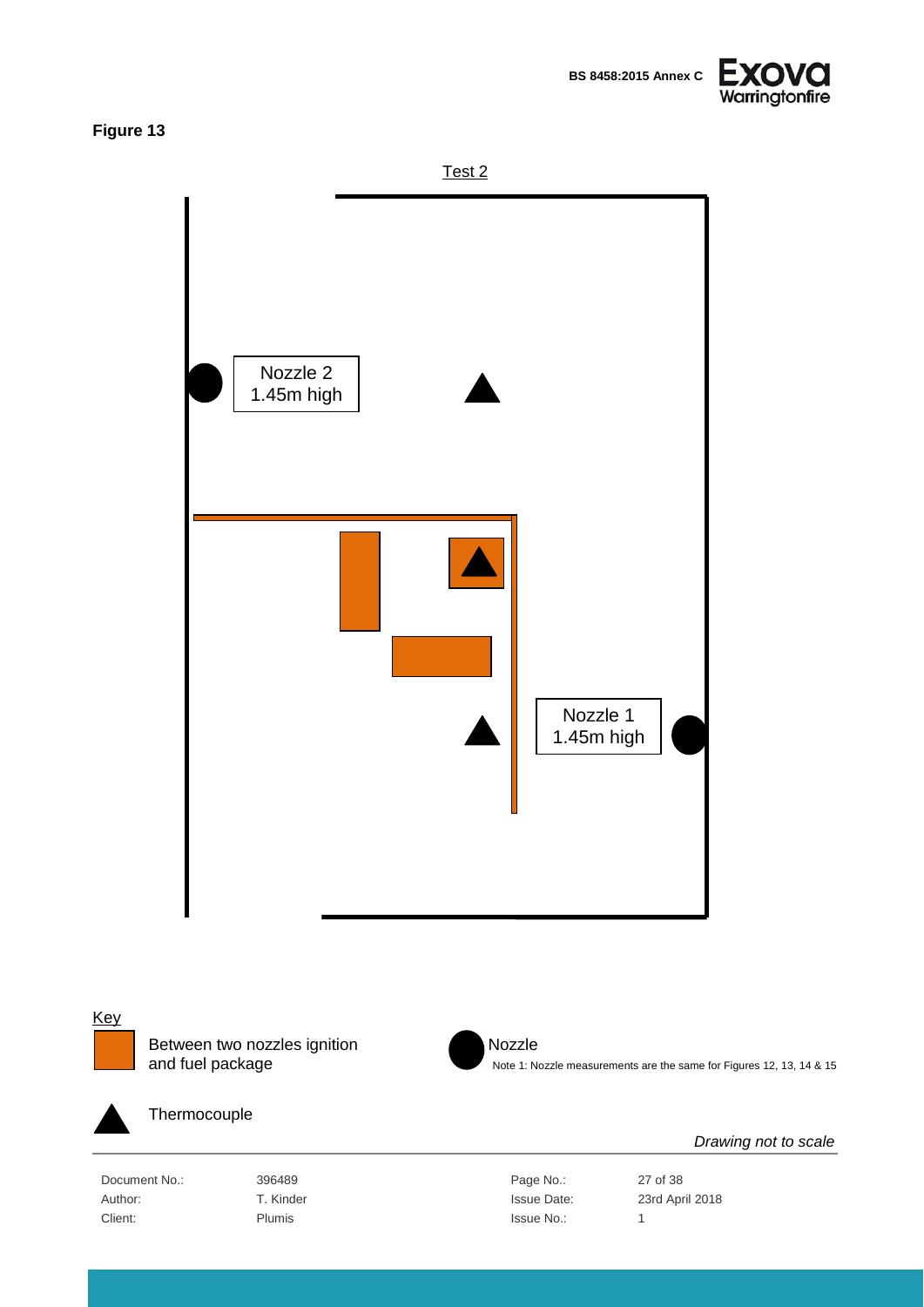**Figure 13**

Test 2

Nozzle 2
1.45m high

Nozzle 1
1.45m high

Key

Between two nozzles ignition and fuel package

Nozzle

Note 1: Nozzle measurements are the same for Figures 12, 13, 14 & 15

Thermocouple

*Drawing not to scale*

| | | | |
|---|---|---|---|
| Document No.: | 396489 | Page No.: | 27 of 38 |
| Author: | T. Kinder | Issue Date: | 23rd April 2018 |
| Client: | Plumis | Issue No.: | 1 |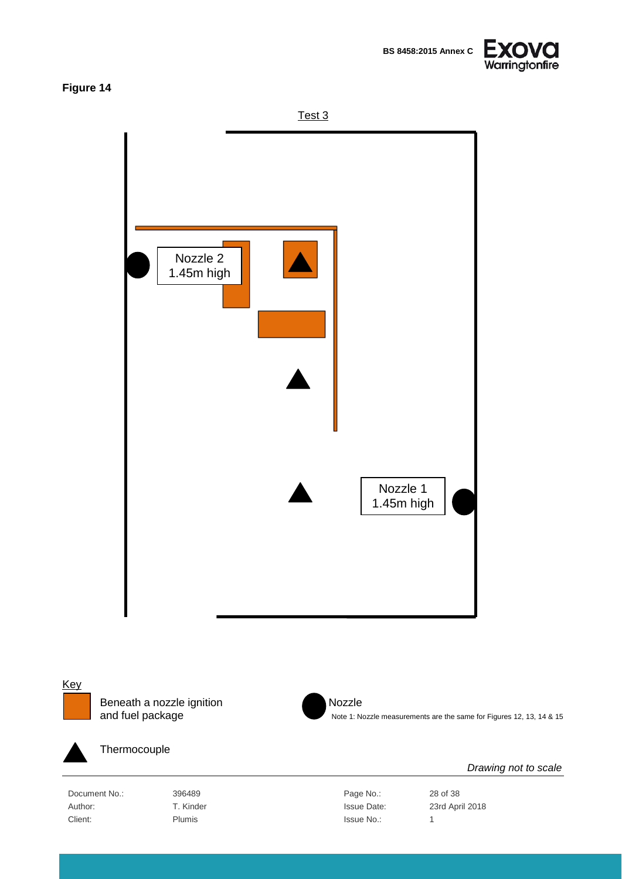**Figure 14**

Test 3

Nozzle 2
1.45m high

Nozzle 1
1.45m high

Key

Beneath a nozzle ignition and fuel package

Nozzle

Note 1: Nozzle measurements are the same for Figures 12, 13, 14 & 15

Thermocouple

*Drawing not to scale*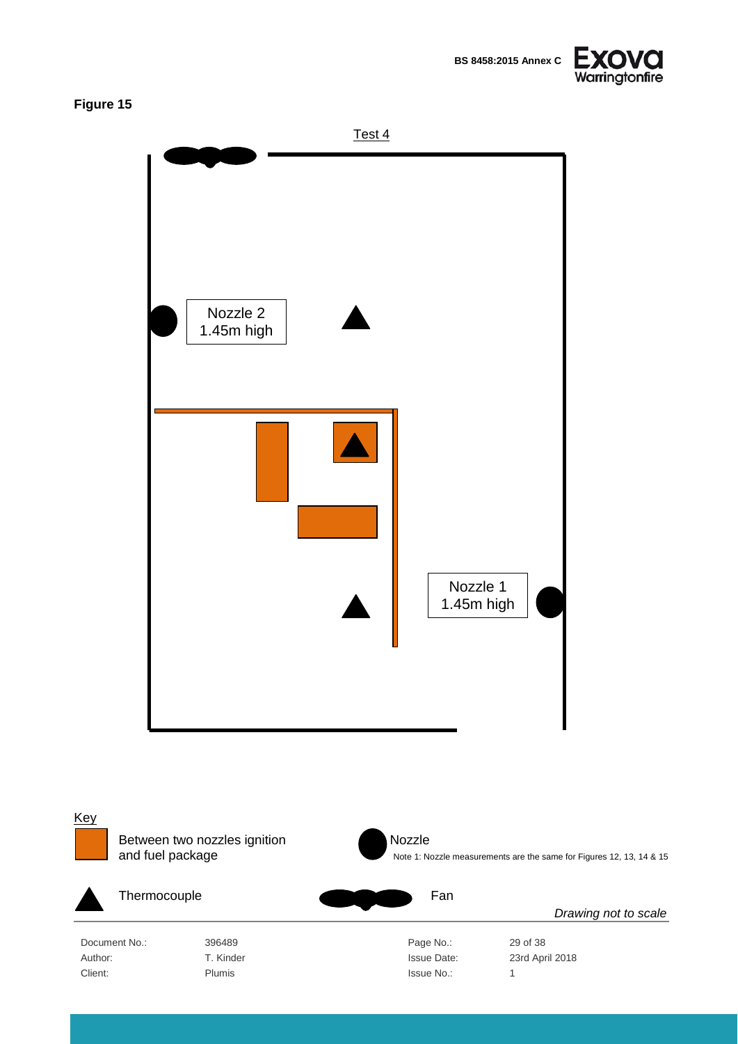**Figure 15**

Test 4

Nozzle 2
1.45m high

Nozzle 1
1.45m high

Key

Between two nozzles ignition and fuel package

Nozzle

Note 1: Nozzle measurements are the same for Figures 12, 13, 14 & 15

Thermocouple

Fan

*Drawing not to scale*

| | | | |
|---|---|---|---|
| Document No.: | 396489 | Page No.: | 29 of 38 |
| Author: | T. Kinder | Issue Date: | 23rd April 2018 |
| Client: | Plumis | Issue No.: | 1 |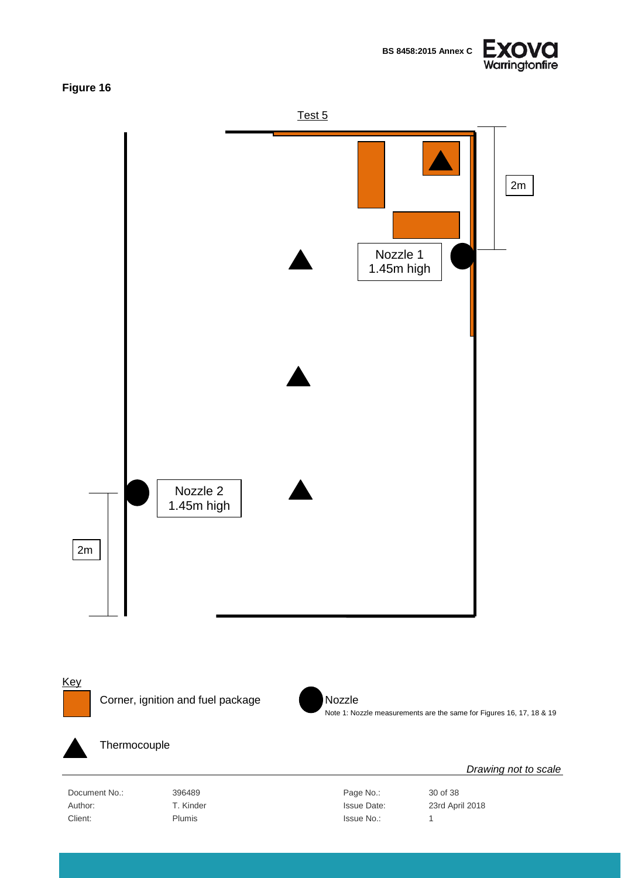**Figure 16**

Test 5

2m

Nozzle 1
1.45m high

Nozzle 2
1.45m high

2m

Key

Corner, ignition and fuel package

Nozzle

Note 1: Nozzle measurements are the same for Figures 16, 17, 18 & 19

Thermocouple

*Drawing not to scale*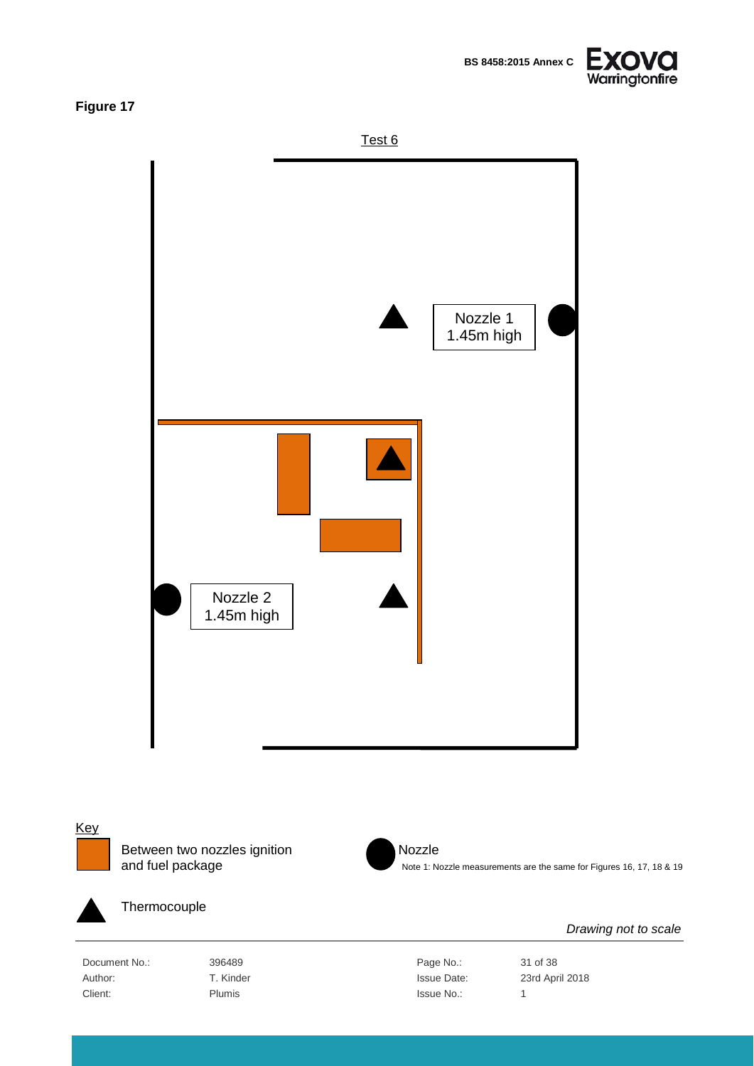**Figure 17**

Test 6

Nozzle 1
1.45m high

Nozzle 2
1.45m high

Key

Between two nozzles ignition and fuel package

Nozzle

Note 1: Nozzle measurements are the same for Figures 16, 17, 18 & 19

Thermocouple

*Drawing not to scale*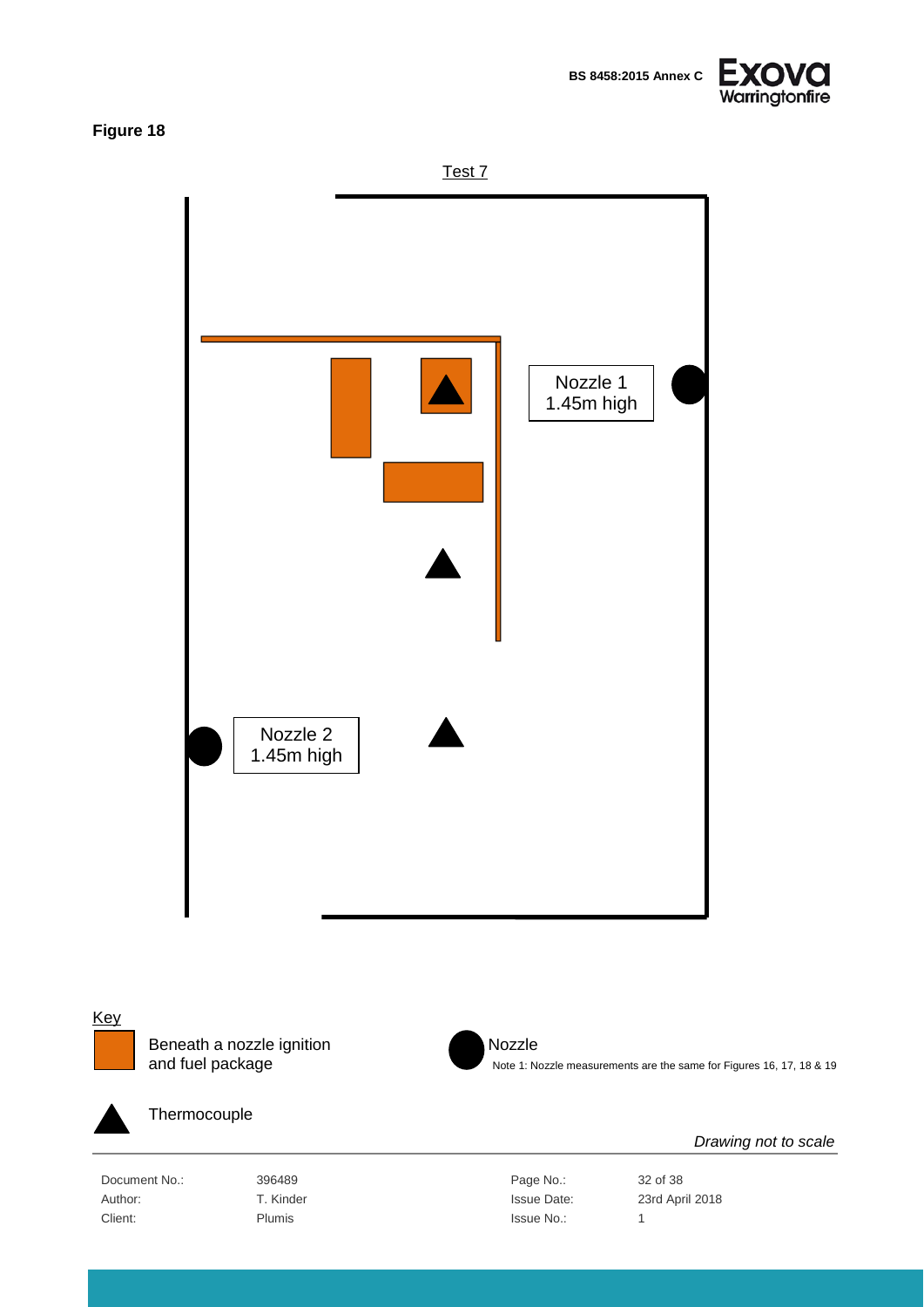**Figure 18**

Test 7

Nozzle 1
1.45m high

Nozzle 2
1.45m high

Key

Beneath a nozzle ignition and fuel package

Nozzle

Note 1: Nozzle measurements are the same for Figures 16, 17, 18 & 19

Thermocouple

*Drawing not to scale*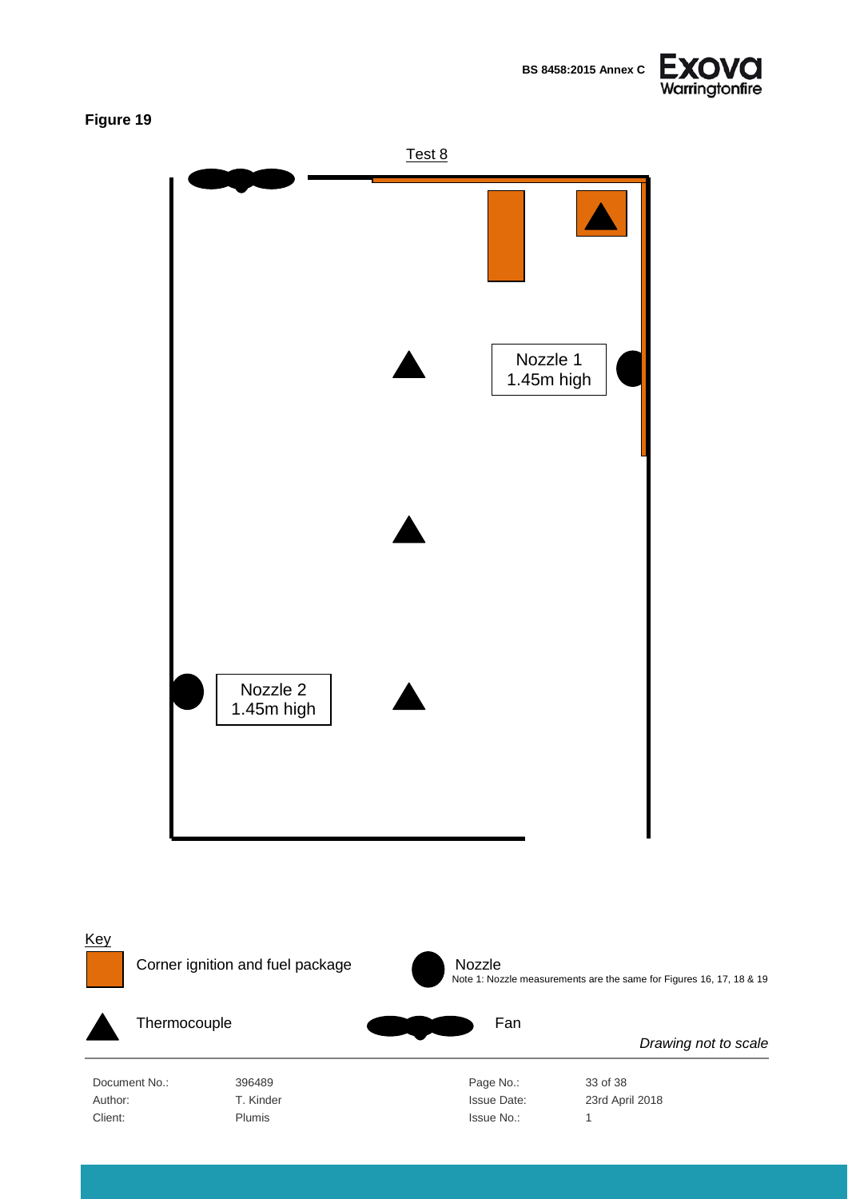**Figure 19**

Test 8

Nozzle 1
1.45m high

Nozzle 2
1.45m high

Key

Corner ignition and fuel package

Nozzle
Note 1: Nozzle measurements are the same for Figures 16, 17, 18 & 19

Thermocouple

Fan

*Drawing not to scale*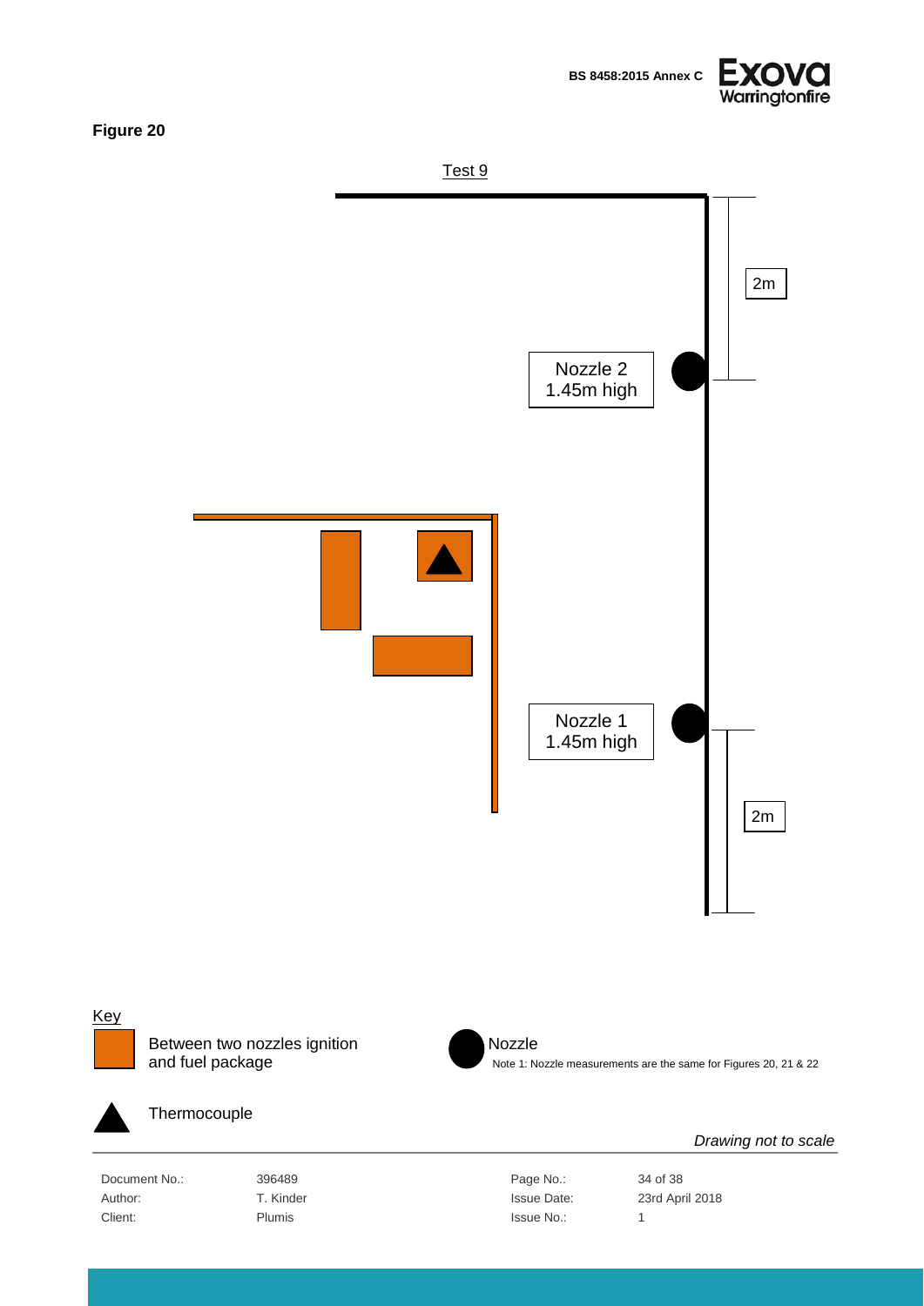**Figure 20**

Test 9

Nozzle 2
1.45m high

2m

Nozzle 1
1.45m high

2m

Key

Between two nozzles ignition and fuel package

Nozzle

Note 1: Nozzle measurements are the same for Figures 20, 21 & 22

Thermocouple

*Drawing not to scale*

| | | | |
|---|---|---|---|
| Document No.: | 396489 | Page No.: | 34 of 38 |
| Author: | T. Kinder | Issue Date: | 23rd April 2018 |
| Client: | Plumis | Issue No.: | 1 |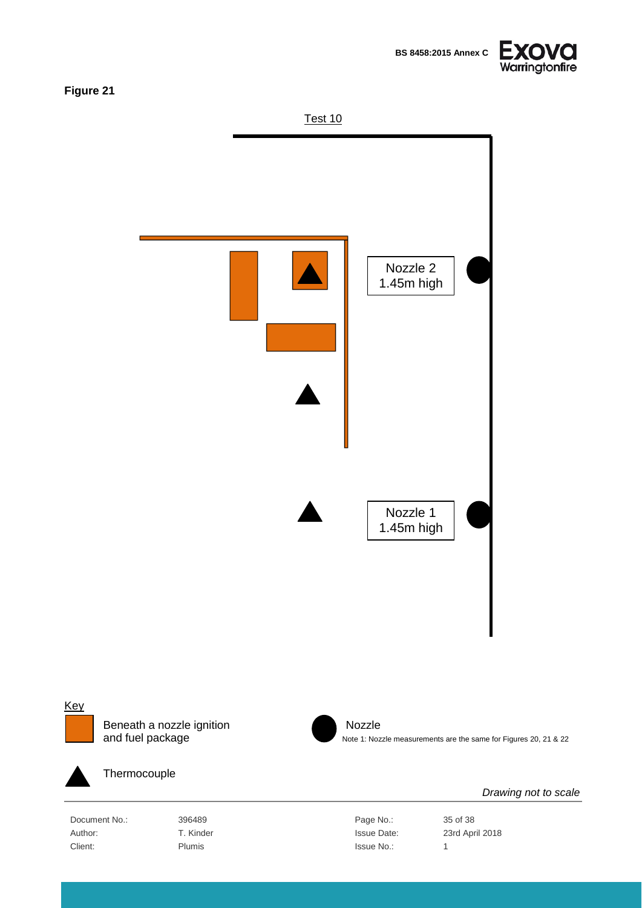**Figure 21**

Test 10

Nozzle 2
1.45m high

Nozzle 1
1.45m high

Key

Beneath a nozzle ignition and fuel package

Nozzle

Note 1: Nozzle measurements are the same for Figures 20, 21 & 22

Thermocouple

*Drawing not to scale*

| Document No.: | 396489 | Page No.: | 35 of 38 |
| --- | --- | --- | --- |
| Author: | T. Kinder | Issue Date: | 23rd April 2018 |
| Client: | Plumis | Issue No.: | 1 |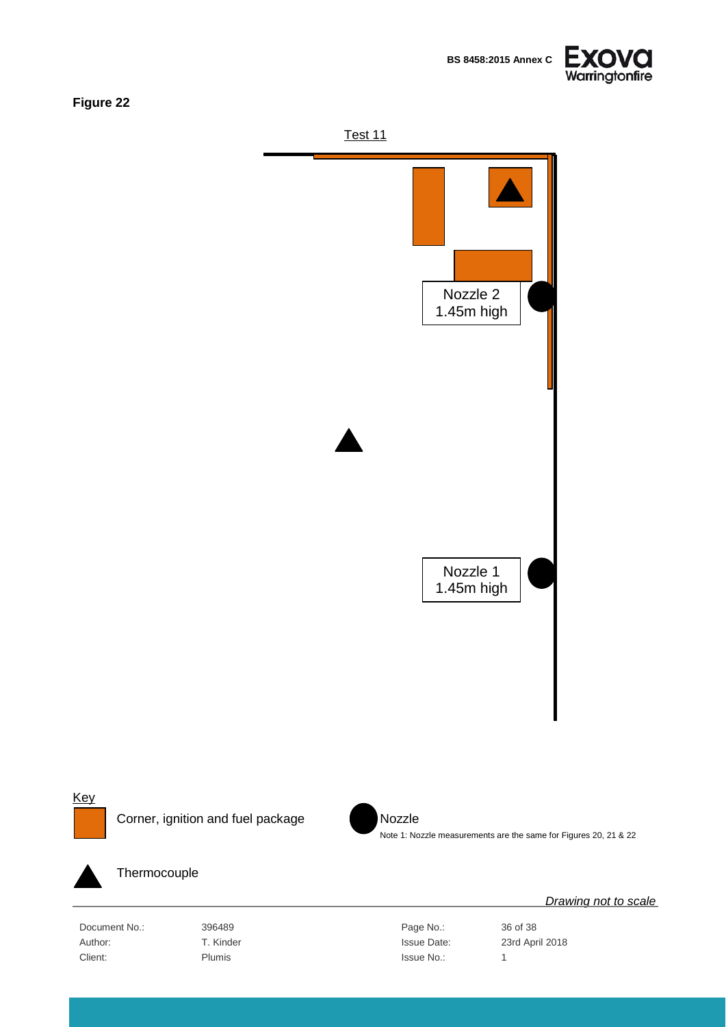**Figure 22**

Test 11

Nozzle 2
1.45m high

Nozzle 1
1.45m high

Key

Corner, ignition and fuel package

Nozzle

Note 1: Nozzle measurements are the same for Figures 20, 21 & 22

Thermocouple

*Drawing not to scale*

| | | | |
|---|---|---|---|
| Document No.: | 396489 | Page No.: | 36 of 38 |
| Author: | T. Kinder | Issue Date: | 23rd April 2018 |
| Client: | Plumis | Issue No.: | 1 |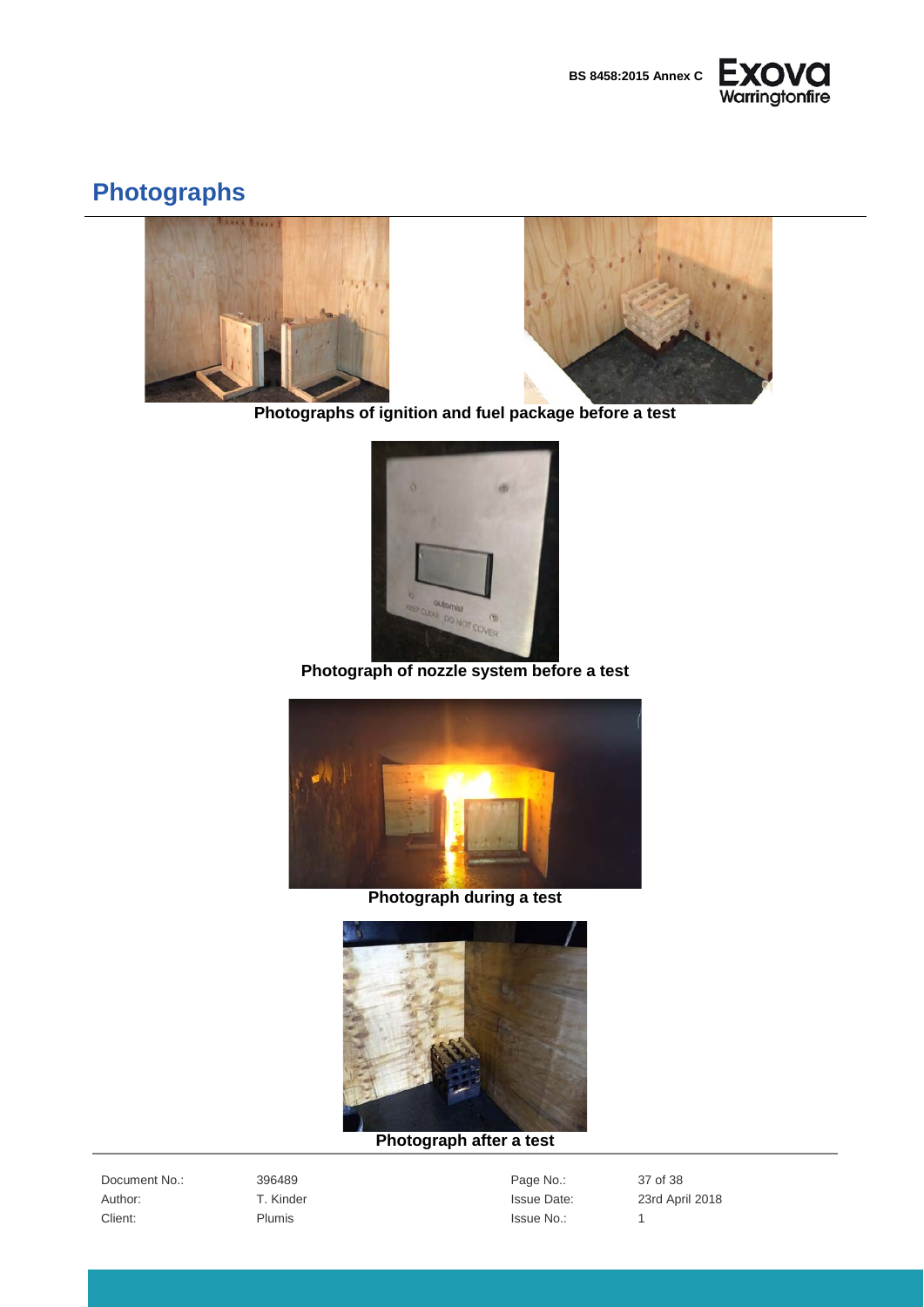## Photographs

Photographs of ignition and fuel package before a test

Photograph of nozzle system before a test

Photograph during a test

Photograph after a test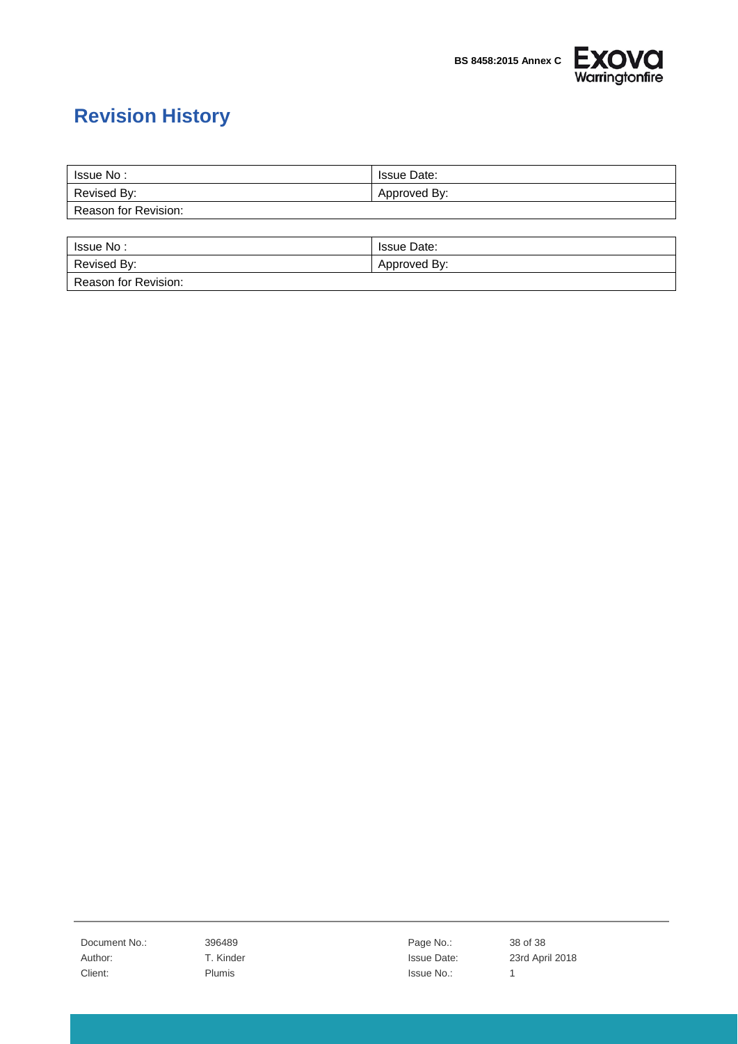# Revision History

| | |
|---|---|
| Issue No : | Issue Date: |
| Revised By: | Approved By: |
| Reason for Revision: | |

| | |
|---|---|
| Issue No : | Issue Date: |
| Revised By: | Approved By: |
| Reason for Revision: | |